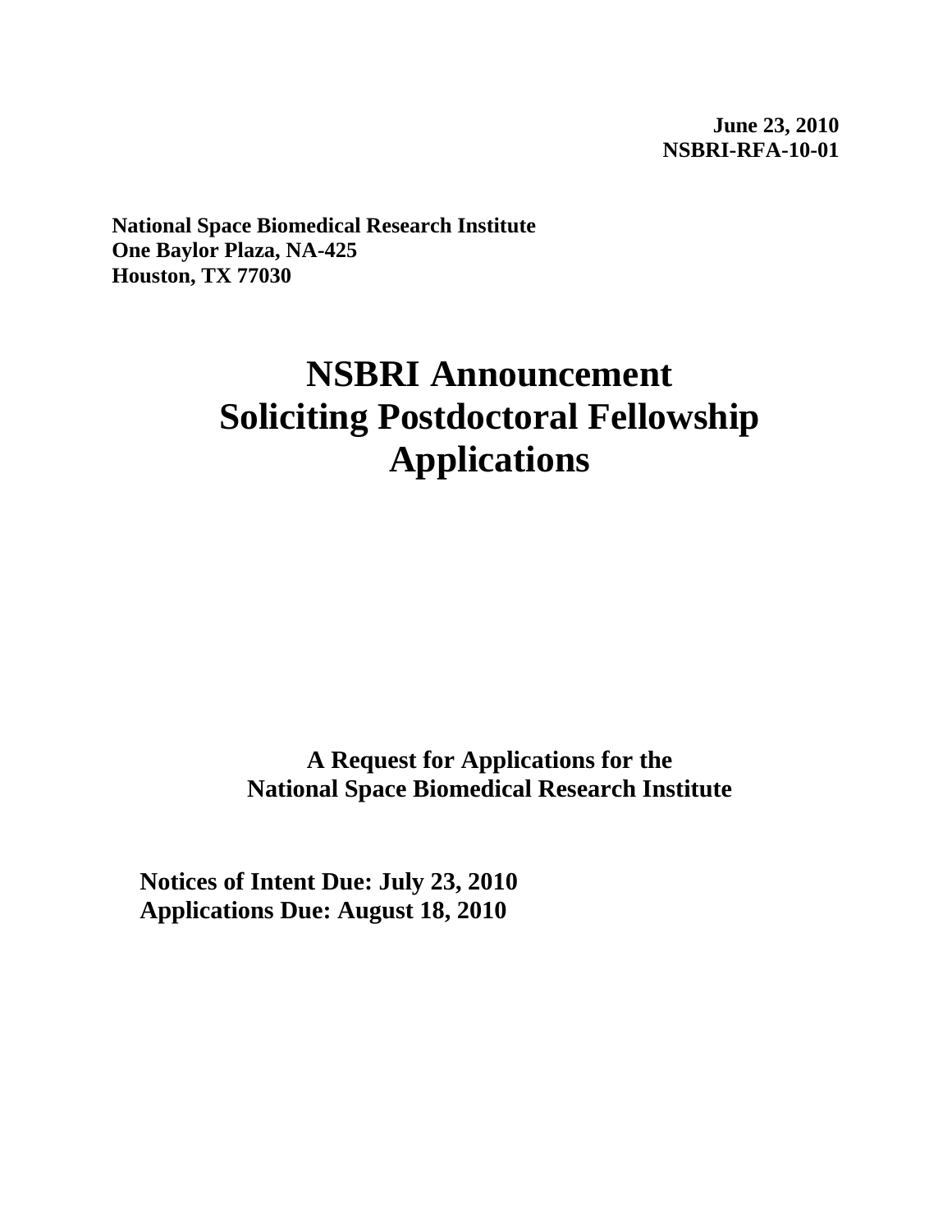**June 23, 2010**
**NSBRI-RFA-10-01**

**National Space Biomedical Research Institute**
**One Baylor Plaza, NA-425**
**Houston, TX 77030**

# NSBRI Announcement Soliciting Postdoctoral Fellowship Applications

**A Request for Applications for the National Space Biomedical Research Institute**

**Notices of Intent Due: July 23, 2010**
**Applications Due: August 18, 2010**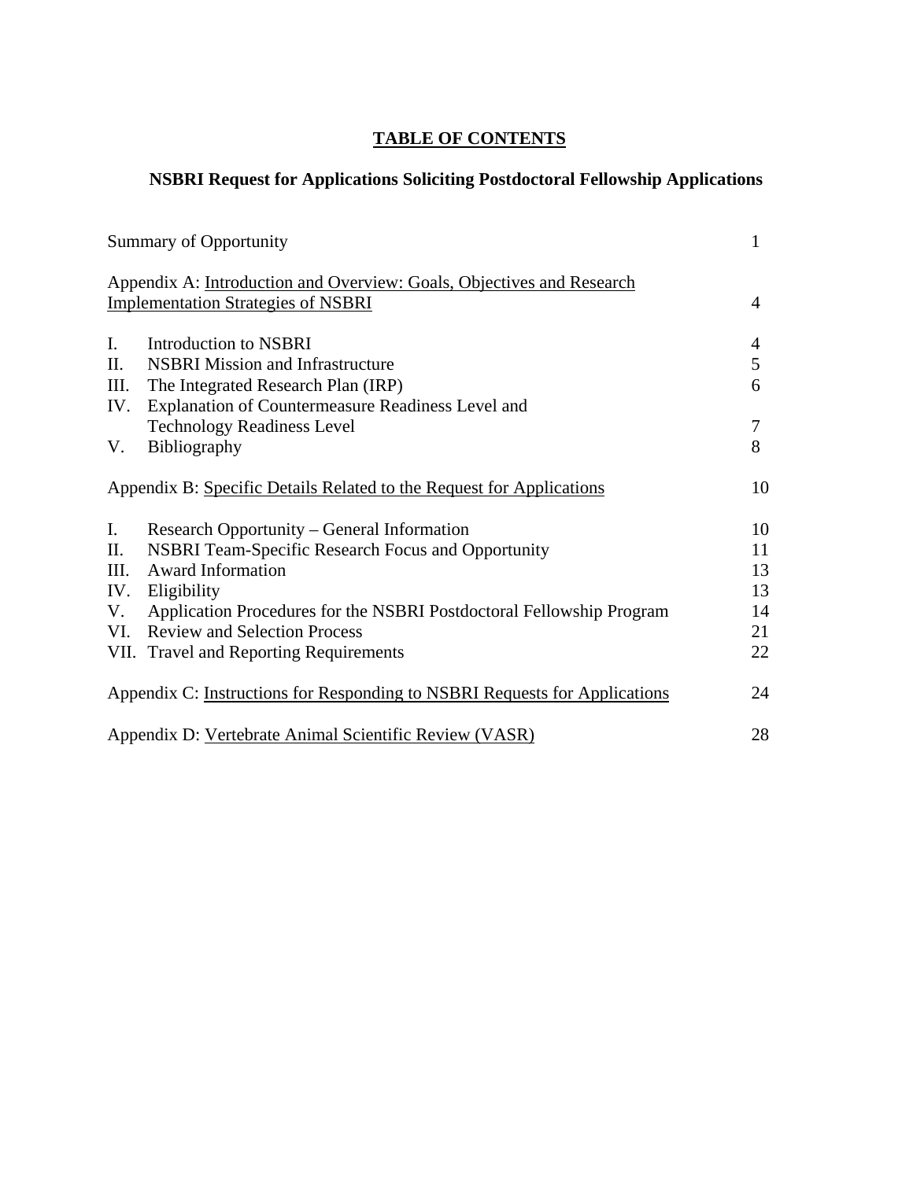## TABLE OF CONTENTS

### NSBRI Request for Applications Soliciting Postdoctoral Fellowship Applications

| | |
|---|---|
| Summary of Opportunity | 1 |
| Appendix A: Introduction and Overview: Goals, Objectives and Research Implementation Strategies of NSBRI | 4 |
| I. Introduction to NSBRI | 4 |
| II. NSBRI Mission and Infrastructure | 5 |
| III. The Integrated Research Plan (IRP) | 6 |
| IV. Explanation of Countermeasure Readiness Level and Technology Readiness Level | 7 |
| V. Bibliography | 8 |
| Appendix B: Specific Details Related to the Request for Applications | 10 |
| I. Research Opportunity – General Information | 10 |
| II. NSBRI Team-Specific Research Focus and Opportunity | 11 |
| III. Award Information | 13 |
| IV. Eligibility | 13 |
| V. Application Procedures for the NSBRI Postdoctoral Fellowship Program | 14 |
| VI. Review and Selection Process | 21 |
| VII. Travel and Reporting Requirements | 22 |
| Appendix C: Instructions for Responding to NSBRI Requests for Applications | 24 |
| Appendix D: Vertebrate Animal Scientific Review (VASR) | 28 |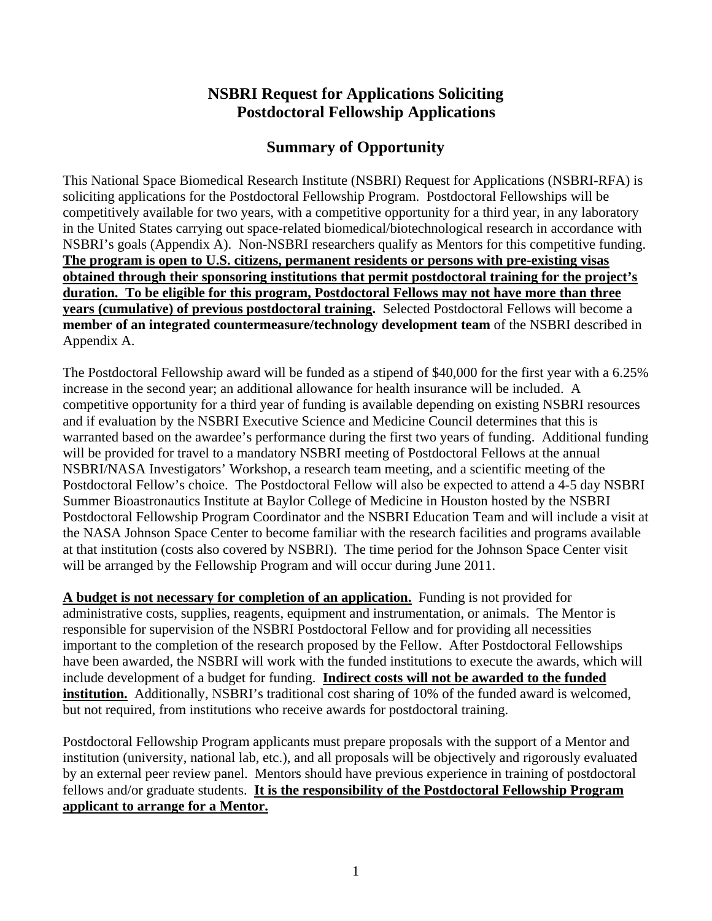# NSBRI Request for Applications Soliciting Postdoctoral Fellowship Applications

## Summary of Opportunity

This National Space Biomedical Research Institute (NSBRI) Request for Applications (NSBRI-RFA) is soliciting applications for the Postdoctoral Fellowship Program. Postdoctoral Fellowships will be competitively available for two years, with a competitive opportunity for a third year, in any laboratory in the United States carrying out space-related biomedical/biotechnological research in accordance with NSBRI's goals (Appendix A). Non-NSBRI researchers qualify as Mentors for this competitive funding. **The program is open to U.S. citizens, permanent residents or persons with pre-existing visas obtained through their sponsoring institutions that permit postdoctoral training for the project's duration. To be eligible for this program, Postdoctoral Fellows may not have more than three years (cumulative) of previous postdoctoral training.** Selected Postdoctoral Fellows will become a **member of an integrated countermeasure/technology development team** of the NSBRI described in Appendix A.

The Postdoctoral Fellowship award will be funded as a stipend of $40,000 for the first year with a 6.25% increase in the second year; an additional allowance for health insurance will be included. A competitive opportunity for a third year of funding is available depending on existing NSBRI resources and if evaluation by the NSBRI Executive Science and Medicine Council determines that this is warranted based on the awardee's performance during the first two years of funding. Additional funding will be provided for travel to a mandatory NSBRI meeting of Postdoctoral Fellows at the annual NSBRI/NASA Investigators' Workshop, a research team meeting, and a scientific meeting of the Postdoctoral Fellow's choice. The Postdoctoral Fellow will also be expected to attend a 4-5 day NSBRI Summer Bioastronautics Institute at Baylor College of Medicine in Houston hosted by the NSBRI Postdoctoral Fellowship Program Coordinator and the NSBRI Education Team and will include a visit at the NASA Johnson Space Center to become familiar with the research facilities and programs available at that institution (costs also covered by NSBRI). The time period for the Johnson Space Center visit will be arranged by the Fellowship Program and will occur during June 2011.

**A budget is not necessary for completion of an application.** Funding is not provided for administrative costs, supplies, reagents, equipment and instrumentation, or animals. The Mentor is responsible for supervision of the NSBRI Postdoctoral Fellow and for providing all necessities important to the completion of the research proposed by the Fellow. After Postdoctoral Fellowships have been awarded, the NSBRI will work with the funded institutions to execute the awards, which will include development of a budget for funding. **Indirect costs will not be awarded to the funded institution.** Additionally, NSBRI's traditional cost sharing of 10% of the funded award is welcomed, but not required, from institutions who receive awards for postdoctoral training.

Postdoctoral Fellowship Program applicants must prepare proposals with the support of a Mentor and institution (university, national lab, etc.), and all proposals will be objectively and rigorously evaluated by an external peer review panel. Mentors should have previous experience in training of postdoctoral fellows and/or graduate students. **It is the responsibility of the Postdoctoral Fellowship Program applicant to arrange for a Mentor.**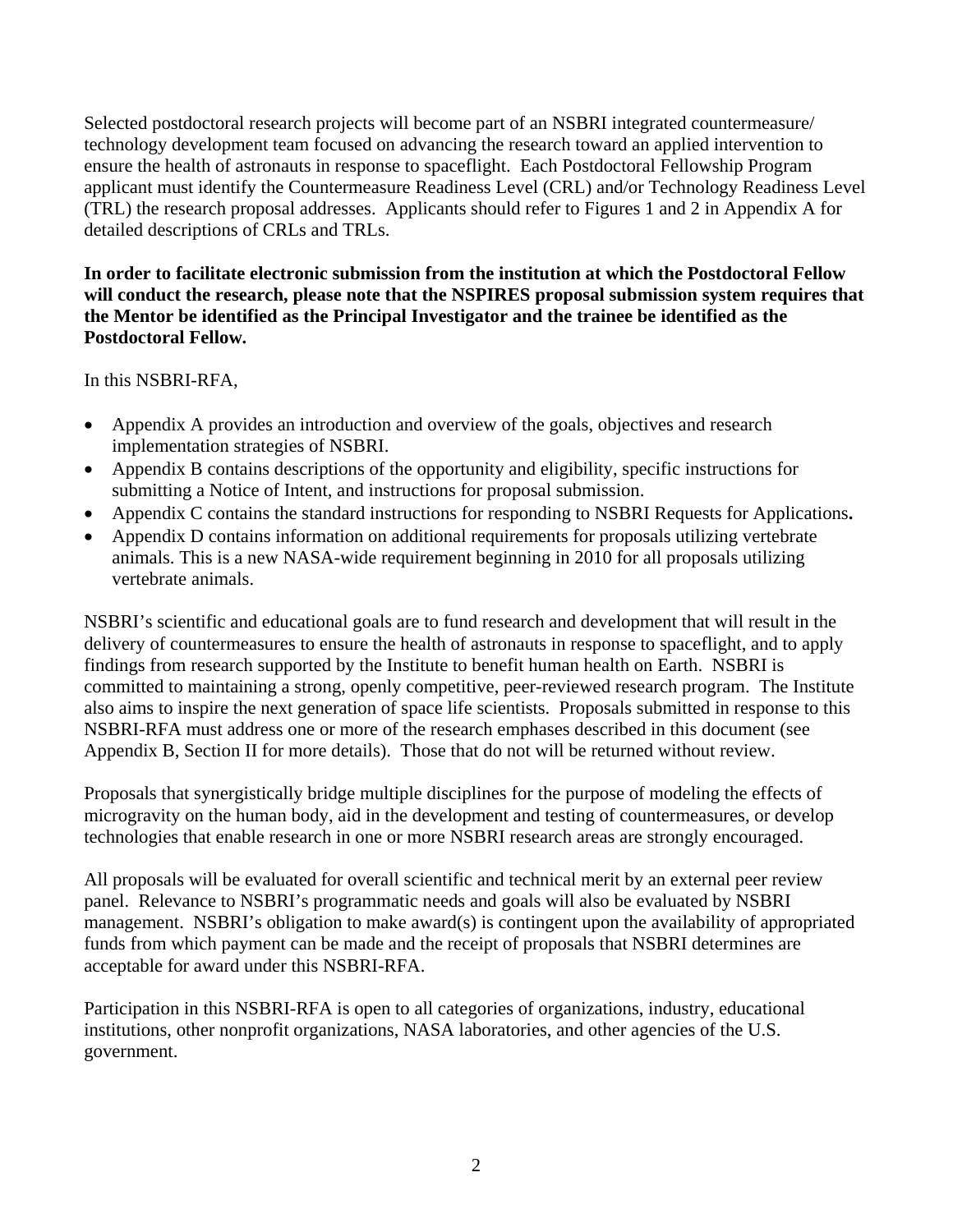Selected postdoctoral research projects will become part of an NSBRI integrated countermeasure/ technology development team focused on advancing the research toward an applied intervention to ensure the health of astronauts in response to spaceflight. Each Postdoctoral Fellowship Program applicant must identify the Countermeasure Readiness Level (CRL) and/or Technology Readiness Level (TRL) the research proposal addresses. Applicants should refer to Figures 1 and 2 in Appendix A for detailed descriptions of CRLs and TRLs.

**In order to facilitate electronic submission from the institution at which the Postdoctoral Fellow will conduct the research, please note that the NSPIRES proposal submission system requires that the Mentor be identified as the Principal Investigator and the trainee be identified as the Postdoctoral Fellow.**

In this NSBRI-RFA,

- Appendix A provides an introduction and overview of the goals, objectives and research implementation strategies of NSBRI.
- Appendix B contains descriptions of the opportunity and eligibility, specific instructions for submitting a Notice of Intent, and instructions for proposal submission.
- Appendix C contains the standard instructions for responding to NSBRI Requests for Applications**.**
- Appendix D contains information on additional requirements for proposals utilizing vertebrate animals. This is a new NASA-wide requirement beginning in 2010 for all proposals utilizing vertebrate animals.

NSBRI's scientific and educational goals are to fund research and development that will result in the delivery of countermeasures to ensure the health of astronauts in response to spaceflight, and to apply findings from research supported by the Institute to benefit human health on Earth. NSBRI is committed to maintaining a strong, openly competitive, peer-reviewed research program. The Institute also aims to inspire the next generation of space life scientists. Proposals submitted in response to this NSBRI-RFA must address one or more of the research emphases described in this document (see Appendix B, Section II for more details). Those that do not will be returned without review.

Proposals that synergistically bridge multiple disciplines for the purpose of modeling the effects of microgravity on the human body, aid in the development and testing of countermeasures, or develop technologies that enable research in one or more NSBRI research areas are strongly encouraged.

All proposals will be evaluated for overall scientific and technical merit by an external peer review panel. Relevance to NSBRI's programmatic needs and goals will also be evaluated by NSBRI management. NSBRI's obligation to make award(s) is contingent upon the availability of appropriated funds from which payment can be made and the receipt of proposals that NSBRI determines are acceptable for award under this NSBRI-RFA.

Participation in this NSBRI-RFA is open to all categories of organizations, industry, educational institutions, other nonprofit organizations, NASA laboratories, and other agencies of the U.S. government.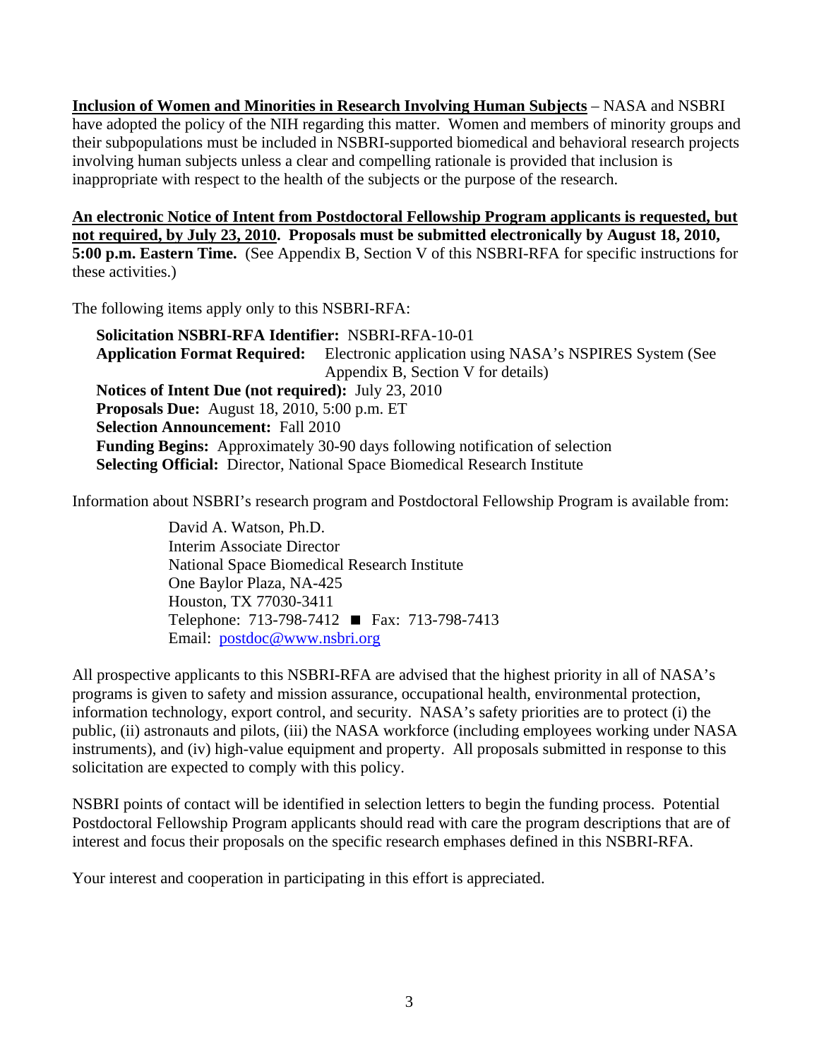**Inclusion of Women and Minorities in Research Involving Human Subjects** – NASA and NSBRI have adopted the policy of the NIH regarding this matter. Women and members of minority groups and their subpopulations must be included in NSBRI-supported biomedical and behavioral research projects involving human subjects unless a clear and compelling rationale is provided that inclusion is inappropriate with respect to the health of the subjects or the purpose of the research.

**An electronic Notice of Intent from Postdoctoral Fellowship Program applicants is requested, but not required, by July 23, 2010. Proposals must be submitted electronically by August 18, 2010, 5:00 p.m. Eastern Time.** (See Appendix B, Section V of this NSBRI-RFA for specific instructions for these activities.)

The following items apply only to this NSBRI-RFA:

**Solicitation NSBRI-RFA Identifier:** NSBRI-RFA-10-01
**Application Format Required:** Electronic application using NASA's NSPIRES System (See Appendix B, Section V for details)
**Notices of Intent Due (not required):** July 23, 2010
**Proposals Due:** August 18, 2010, 5:00 p.m. ET
**Selection Announcement:** Fall 2010
**Funding Begins:** Approximately 30-90 days following notification of selection
**Selecting Official:** Director, National Space Biomedical Research Institute

Information about NSBRI's research program and Postdoctoral Fellowship Program is available from:

David A. Watson, Ph.D.
Interim Associate Director
National Space Biomedical Research Institute
One Baylor Plaza, NA-425
Houston, TX 77030-3411
Telephone: 713-798-7412 ■ Fax: 713-798-7413
Email: postdoc@www.nsbri.org

All prospective applicants to this NSBRI-RFA are advised that the highest priority in all of NASA's programs is given to safety and mission assurance, occupational health, environmental protection, information technology, export control, and security. NASA's safety priorities are to protect (i) the public, (ii) astronauts and pilots, (iii) the NASA workforce (including employees working under NASA instruments), and (iv) high-value equipment and property. All proposals submitted in response to this solicitation are expected to comply with this policy.

NSBRI points of contact will be identified in selection letters to begin the funding process. Potential Postdoctoral Fellowship Program applicants should read with care the program descriptions that are of interest and focus their proposals on the specific research emphases defined in this NSBRI-RFA.

Your interest and cooperation in participating in this effort is appreciated.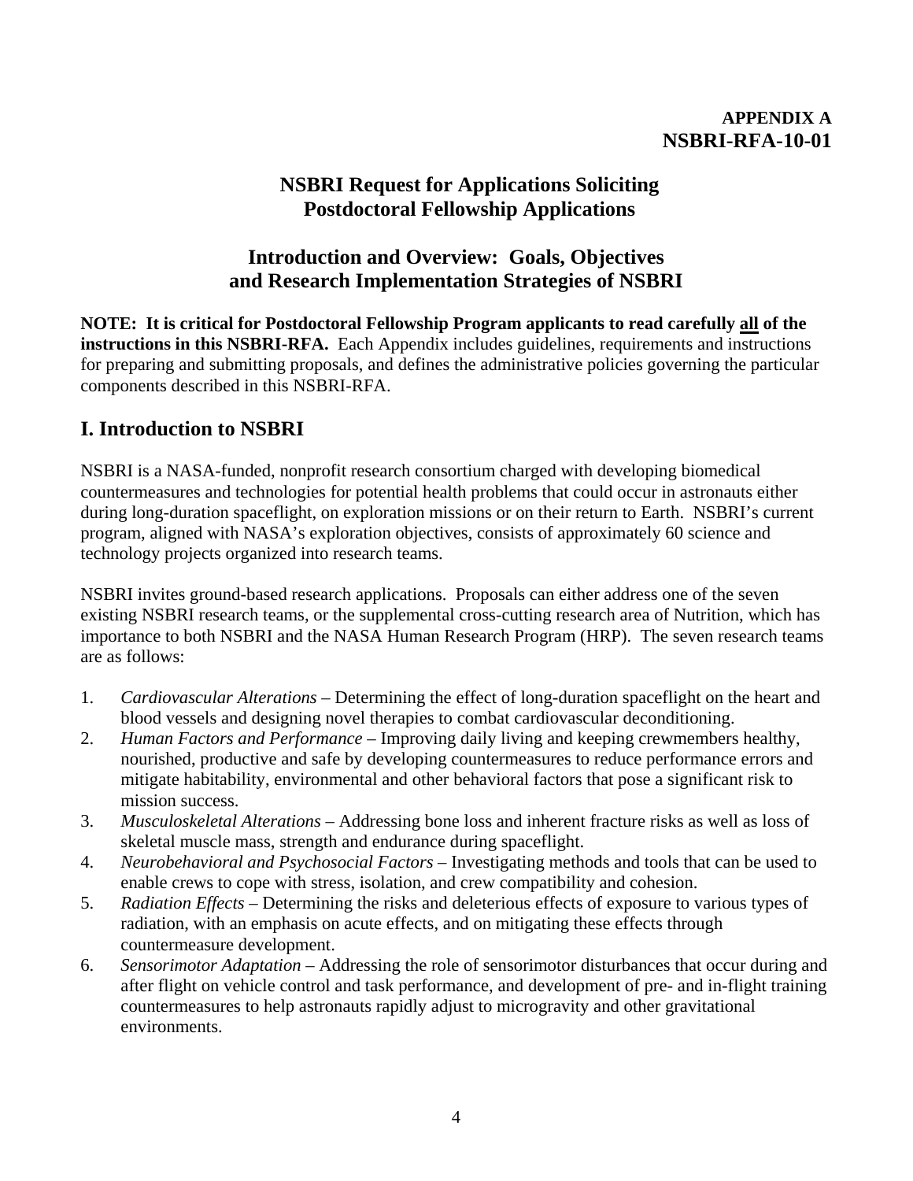**APPENDIX A**
**NSBRI-RFA-10-01**

# NSBRI Request for Applications Soliciting Postdoctoral Fellowship Applications

## Introduction and Overview: Goals, Objectives and Research Implementation Strategies of NSBRI

**NOTE: It is critical for Postdoctoral Fellowship Program applicants to read carefully <u>all</u> of the instructions in this NSBRI-RFA.** Each Appendix includes guidelines, requirements and instructions for preparing and submitting proposals, and defines the administrative policies governing the particular components described in this NSBRI-RFA.

## I. Introduction to NSBRI

NSBRI is a NASA-funded, nonprofit research consortium charged with developing biomedical countermeasures and technologies for potential health problems that could occur in astronauts either during long-duration spaceflight, on exploration missions or on their return to Earth. NSBRI's current program, aligned with NASA's exploration objectives, consists of approximately 60 science and technology projects organized into research teams.

NSBRI invites ground-based research applications. Proposals can either address one of the seven existing NSBRI research teams, or the supplemental cross-cutting research area of Nutrition, which has importance to both NSBRI and the NASA Human Research Program (HRP). The seven research teams are as follows:

1. *Cardiovascular Alterations* – Determining the effect of long-duration spaceflight on the heart and blood vessels and designing novel therapies to combat cardiovascular deconditioning.
2. *Human Factors and Performance* – Improving daily living and keeping crewmembers healthy, nourished, productive and safe by developing countermeasures to reduce performance errors and mitigate habitability, environmental and other behavioral factors that pose a significant risk to mission success.
3. *Musculoskeletal Alterations* – Addressing bone loss and inherent fracture risks as well as loss of skeletal muscle mass, strength and endurance during spaceflight.
4. *Neurobehavioral and Psychosocial Factors* – Investigating methods and tools that can be used to enable crews to cope with stress, isolation, and crew compatibility and cohesion.
5. *Radiation Effects* – Determining the risks and deleterious effects of exposure to various types of radiation, with an emphasis on acute effects, and on mitigating these effects through countermeasure development.
6. *Sensorimotor Adaptation* – Addressing the role of sensorimotor disturbances that occur during and after flight on vehicle control and task performance, and development of pre- and in-flight training countermeasures to help astronauts rapidly adjust to microgravity and other gravitational environments.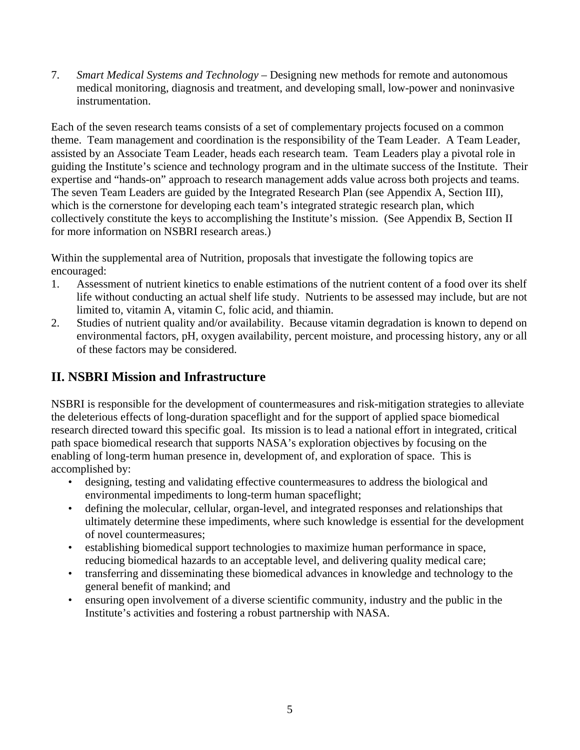7. *Smart Medical Systems and Technology* – Designing new methods for remote and autonomous medical monitoring, diagnosis and treatment, and developing small, low-power and noninvasive instrumentation.

Each of the seven research teams consists of a set of complementary projects focused on a common theme. Team management and coordination is the responsibility of the Team Leader. A Team Leader, assisted by an Associate Team Leader, heads each research team. Team Leaders play a pivotal role in guiding the Institute's science and technology program and in the ultimate success of the Institute. Their expertise and "hands-on" approach to research management adds value across both projects and teams. The seven Team Leaders are guided by the Integrated Research Plan (see Appendix A, Section III), which is the cornerstone for developing each team's integrated strategic research plan, which collectively constitute the keys to accomplishing the Institute's mission. (See Appendix B, Section II for more information on NSBRI research areas.)

Within the supplemental area of Nutrition, proposals that investigate the following topics are encouraged:

1. Assessment of nutrient kinetics to enable estimations of the nutrient content of a food over its shelf life without conducting an actual shelf life study. Nutrients to be assessed may include, but are not limited to, vitamin A, vitamin C, folic acid, and thiamin.
2. Studies of nutrient quality and/or availability. Because vitamin degradation is known to depend on environmental factors, pH, oxygen availability, percent moisture, and processing history, any or all of these factors may be considered.

## II. NSBRI Mission and Infrastructure

NSBRI is responsible for the development of countermeasures and risk-mitigation strategies to alleviate the deleterious effects of long-duration spaceflight and for the support of applied space biomedical research directed toward this specific goal. Its mission is to lead a national effort in integrated, critical path space biomedical research that supports NASA's exploration objectives by focusing on the enabling of long-term human presence in, development of, and exploration of space. This is accomplished by:

- designing, testing and validating effective countermeasures to address the biological and environmental impediments to long-term human spaceflight;
- defining the molecular, cellular, organ-level, and integrated responses and relationships that ultimately determine these impediments, where such knowledge is essential for the development of novel countermeasures;
- establishing biomedical support technologies to maximize human performance in space, reducing biomedical hazards to an acceptable level, and delivering quality medical care;
- transferring and disseminating these biomedical advances in knowledge and technology to the general benefit of mankind; and
- ensuring open involvement of a diverse scientific community, industry and the public in the Institute's activities and fostering a robust partnership with NASA.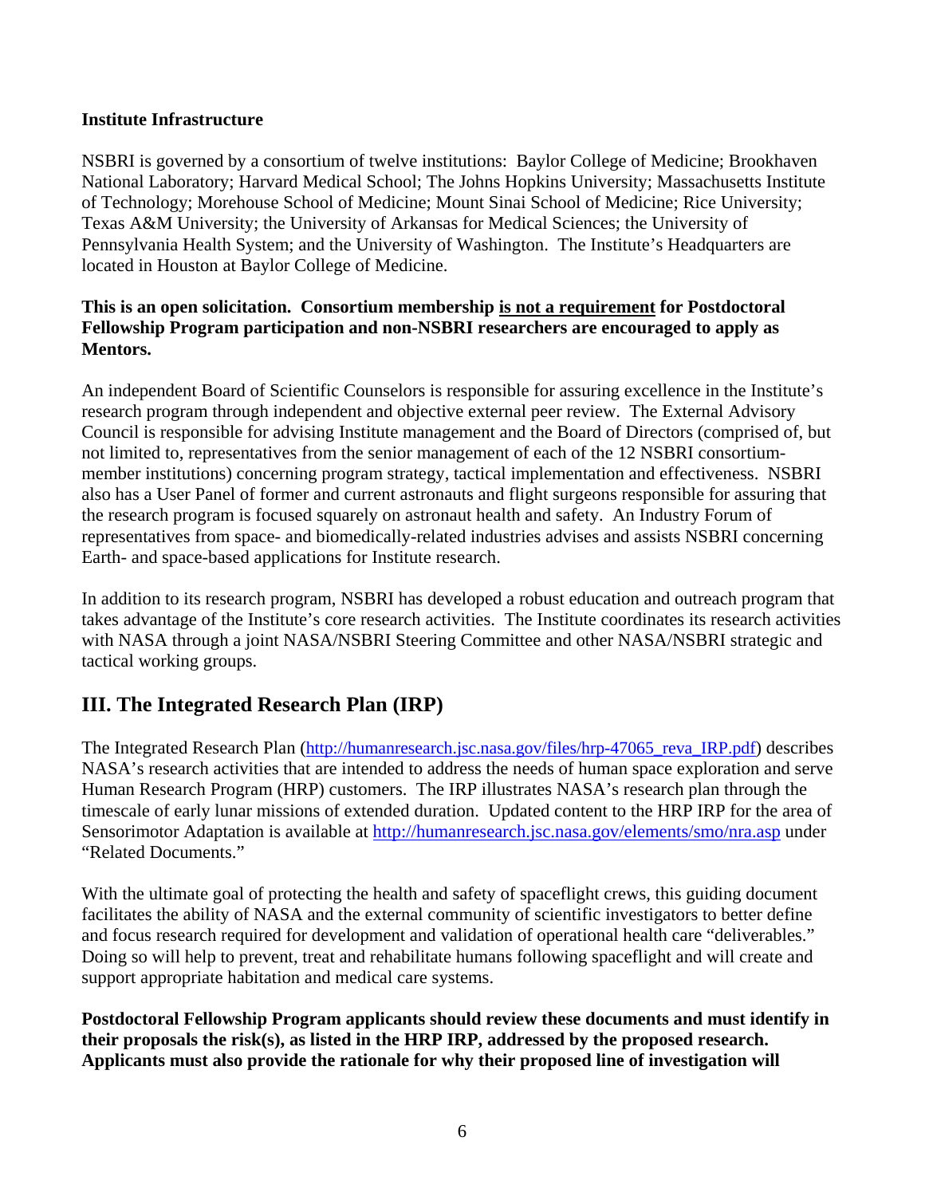**Institute Infrastructure**

NSBRI is governed by a consortium of twelve institutions: Baylor College of Medicine; Brookhaven National Laboratory; Harvard Medical School; The Johns Hopkins University; Massachusetts Institute of Technology; Morehouse School of Medicine; Mount Sinai School of Medicine; Rice University; Texas A&M University; the University of Arkansas for Medical Sciences; the University of Pennsylvania Health System; and the University of Washington. The Institute's Headquarters are located in Houston at Baylor College of Medicine.

**This is an open solicitation. Consortium membership <u>is not a requirement</u> for Postdoctoral Fellowship Program participation and non-NSBRI researchers are encouraged to apply as Mentors.**

An independent Board of Scientific Counselors is responsible for assuring excellence in the Institute's research program through independent and objective external peer review. The External Advisory Council is responsible for advising Institute management and the Board of Directors (comprised of, but not limited to, representatives from the senior management of each of the 12 NSBRI consortium-member institutions) concerning program strategy, tactical implementation and effectiveness. NSBRI also has a User Panel of former and current astronauts and flight surgeons responsible for assuring that the research program is focused squarely on astronaut health and safety. An Industry Forum of representatives from space- and biomedically-related industries advises and assists NSBRI concerning Earth- and space-based applications for Institute research.

In addition to its research program, NSBRI has developed a robust education and outreach program that takes advantage of the Institute's core research activities. The Institute coordinates its research activities with NASA through a joint NASA/NSBRI Steering Committee and other NASA/NSBRI strategic and tactical working groups.

## III. The Integrated Research Plan (IRP)

The Integrated Research Plan (http://humanresearch.jsc.nasa.gov/files/hrp-47065_reva_IRP.pdf) describes NASA's research activities that are intended to address the needs of human space exploration and serve Human Research Program (HRP) customers. The IRP illustrates NASA's research plan through the timescale of early lunar missions of extended duration. Updated content to the HRP IRP for the area of Sensorimotor Adaptation is available at http://humanresearch.jsc.nasa.gov/elements/smo/nra.asp under "Related Documents."

With the ultimate goal of protecting the health and safety of spaceflight crews, this guiding document facilitates the ability of NASA and the external community of scientific investigators to better define and focus research required for development and validation of operational health care "deliverables." Doing so will help to prevent, treat and rehabilitate humans following spaceflight and will create and support appropriate habitation and medical care systems.

**Postdoctoral Fellowship Program applicants should review these documents and must identify in their proposals the risk(s), as listed in the HRP IRP, addressed by the proposed research. Applicants must also provide the rationale for why their proposed line of investigation will**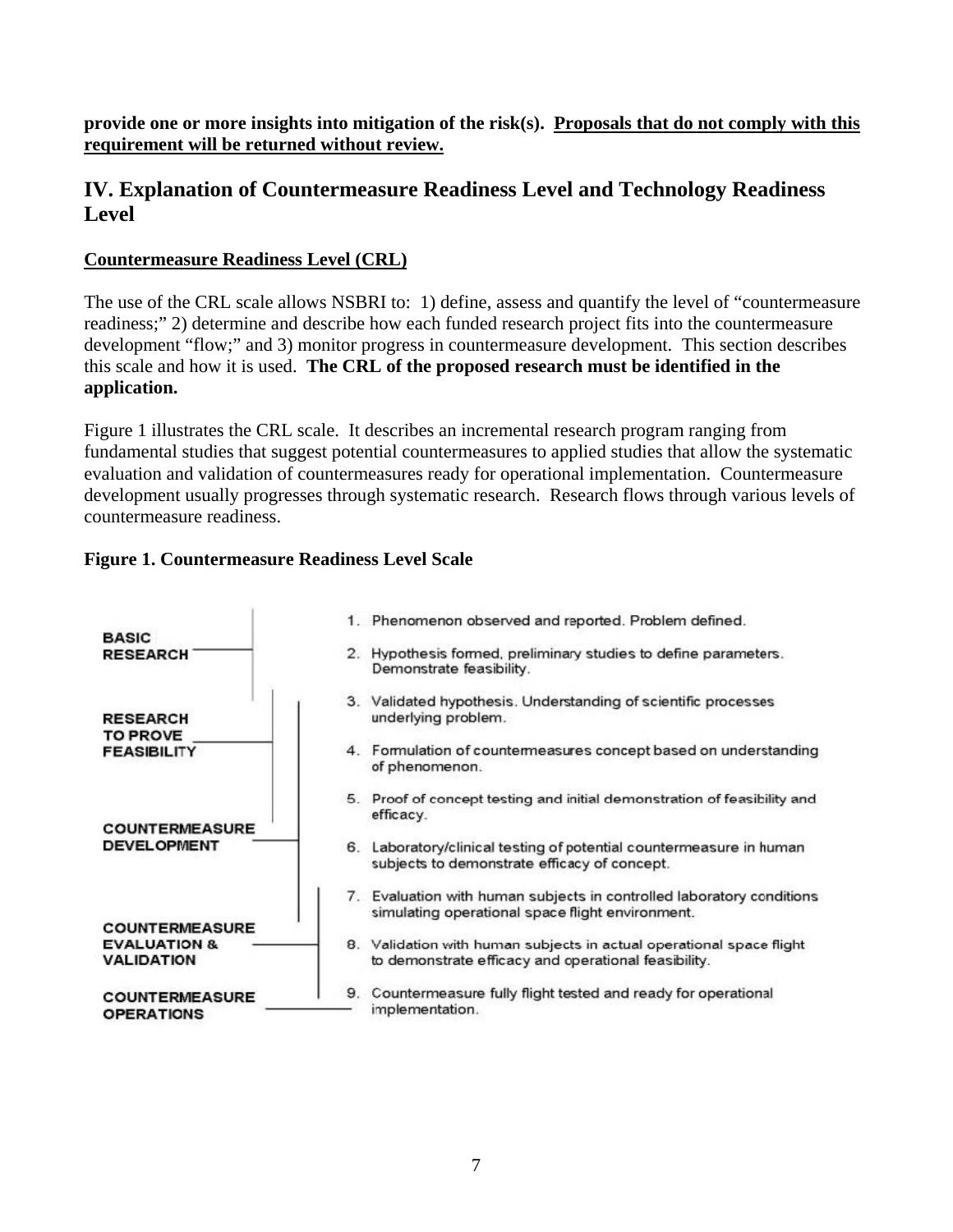**provide one or more insights into mitigation of the risk(s). <u>Proposals that do not comply with this requirement will be returned without review.</u>**

## IV. Explanation of Countermeasure Readiness Level and Technology Readiness Level

### <u>Countermeasure Readiness Level (CRL)</u>

The use of the CRL scale allows NSBRI to: 1) define, assess and quantify the level of "countermeasure readiness;" 2) determine and describe how each funded research project fits into the countermeasure development "flow;" and 3) monitor progress in countermeasure development. This section describes this scale and how it is used. **The CRL of the proposed research must be identified in the application.**

Figure 1 illustrates the CRL scale. It describes an incremental research program ranging from fundamental studies that suggest potential countermeasures to applied studies that allow the systematic evaluation and validation of countermeasures ready for operational implementation. Countermeasure development usually progresses through systematic research. Research flows through various levels of countermeasure readiness.

**Figure 1. Countermeasure Readiness Level Scale**

BASIC RESEARCH

1. Phenomenon observed and reported. Problem defined.
2. Hypothesis formed, preliminary studies to define parameters. Demonstrate feasibility.

RESEARCH TO PROVE FEASIBILITY

3. Validated hypothesis. Understanding of scientific processes underlying problem.
4. Formulation of countermeasures concept based on understanding of phenomenon.

COUNTERMEASURE DEVELOPMENT

5. Proof of concept testing and initial demonstration of feasibility and efficacy.
6. Laboratory/clinical testing of potential countermeasure in human subjects to demonstrate efficacy of concept.

COUNTERMEASURE EVALUATION & VALIDATION

7. Evaluation with human subjects in controlled laboratory conditions simulating operational space flight environment.
8. Validation with human subjects in actual operational space flight to demonstrate efficacy and operational feasibility.

COUNTERMEASURE OPERATIONS

9. Countermeasure fully flight tested and ready for operational implementation.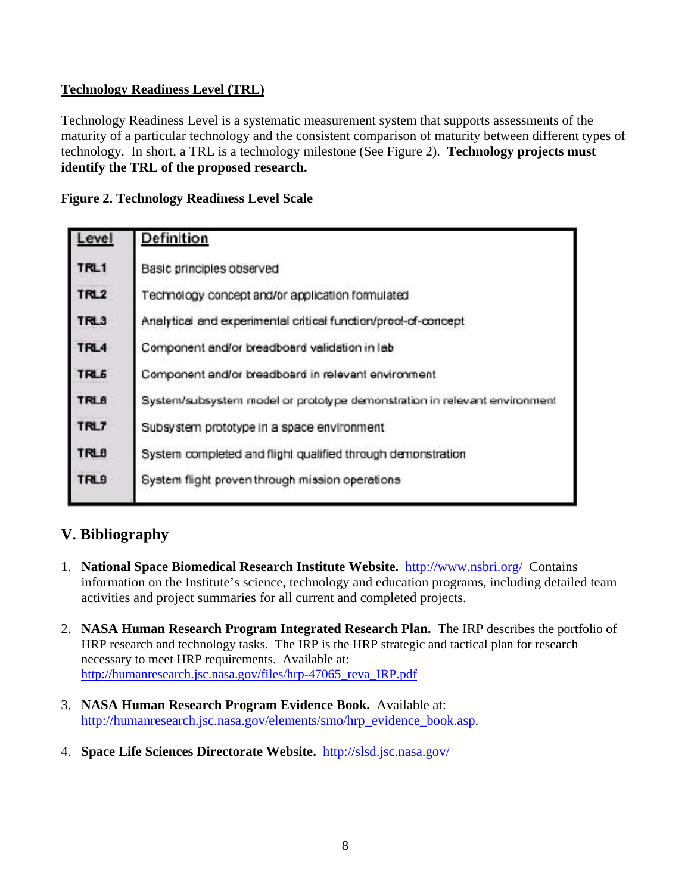**Technology Readiness Level (TRL)**

Technology Readiness Level is a systematic measurement system that supports assessments of the maturity of a particular technology and the consistent comparison of maturity between different types of technology. In short, a TRL is a technology milestone (See Figure 2). **Technology projects must identify the TRL of the proposed research.**

**Figure 2. Technology Readiness Level Scale**

| Level | Definition |
| --- | --- |
| TRL1 | Basic principles observed |
| TRL2 | Technology concept and/or application formulated |
| TRL3 | Analytical and experimental critical function/proof-of-concept |
| TRL4 | Component and/or breadboard validation in lab |
| TRL5 | Component and/or breadboard in relevant environment |
| TRL6 | System/subsystem model or prototype demonstration in relevant environment |
| TRL7 | Subsystem prototype in a space environment |
| TRL8 | System completed and flight qualified through demonstration |
| TRL9 | System flight proven through mission operations |

## V. Bibliography

1. **National Space Biomedical Research Institute Website.** http://www.nsbri.org/ Contains information on the Institute's science, technology and education programs, including detailed team activities and project summaries for all current and completed projects.

2. **NASA Human Research Program Integrated Research Plan.** The IRP describes the portfolio of HRP research and technology tasks. The IRP is the HRP strategic and tactical plan for research necessary to meet HRP requirements. Available at: http://humanresearch.jsc.nasa.gov/files/hrp-47065_reva_IRP.pdf

3. **NASA Human Research Program Evidence Book.** Available at: http://humanresearch.jsc.nasa.gov/elements/smo/hrp_evidence_book.asp.

4. **Space Life Sciences Directorate Website.** http://slsd.jsc.nasa.gov/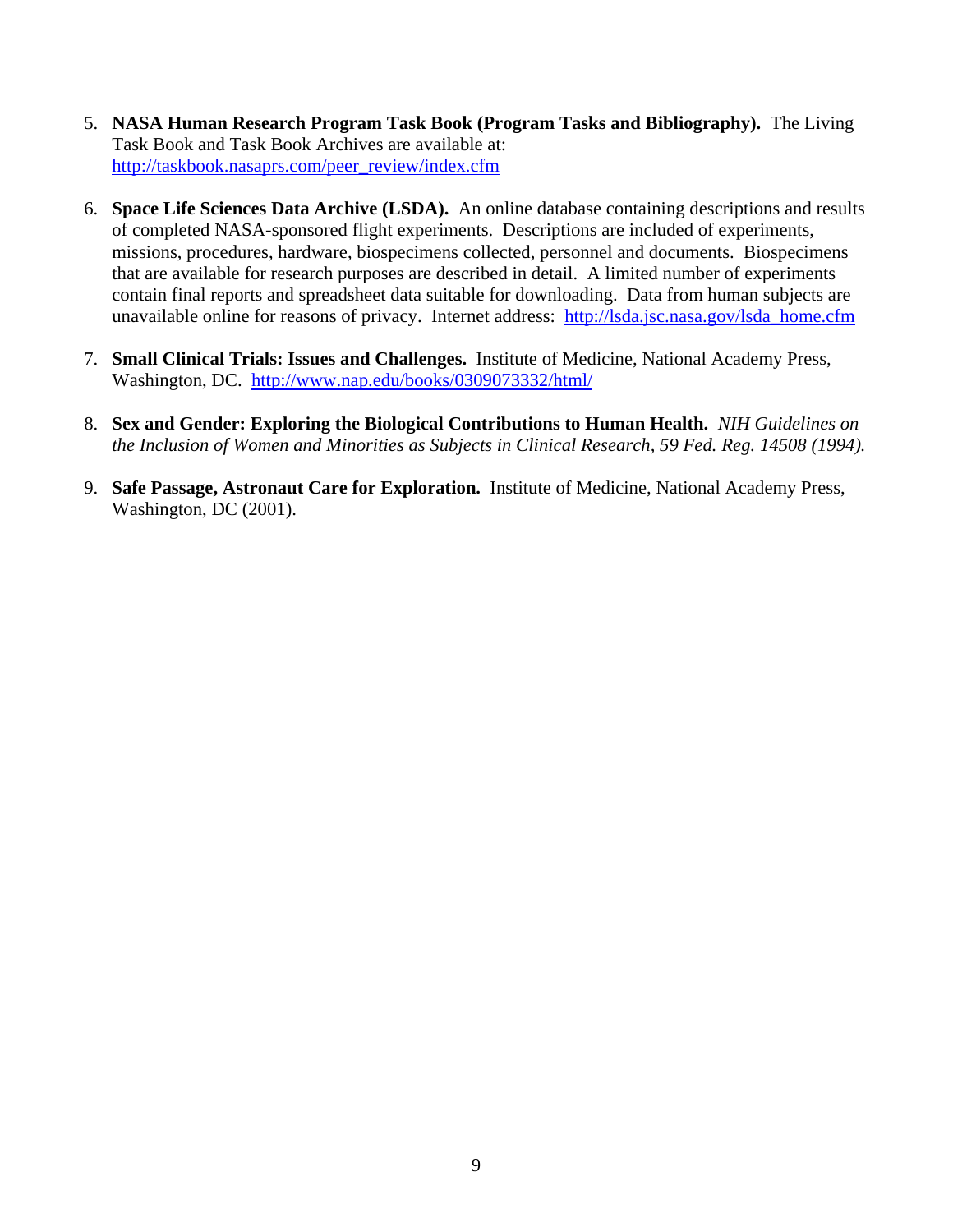5. **NASA Human Research Program Task Book (Program Tasks and Bibliography).** The Living Task Book and Task Book Archives are available at: http://taskbook.nasaprs.com/peer_review/index.cfm

6. **Space Life Sciences Data Archive (LSDA).** An online database containing descriptions and results of completed NASA-sponsored flight experiments. Descriptions are included of experiments, missions, procedures, hardware, biospecimens collected, personnel and documents. Biospecimens that are available for research purposes are described in detail. A limited number of experiments contain final reports and spreadsheet data suitable for downloading. Data from human subjects are unavailable online for reasons of privacy. Internet address: http://lsda.jsc.nasa.gov/lsda_home.cfm

7. **Small Clinical Trials: Issues and Challenges.** Institute of Medicine, National Academy Press, Washington, DC. http://www.nap.edu/books/0309073332/html/

8. **Sex and Gender: Exploring the Biological Contributions to Human Health.** *NIH Guidelines on the Inclusion of Women and Minorities as Subjects in Clinical Research, 59 Fed. Reg. 14508 (1994).*

9. **Safe Passage, Astronaut Care for Exploration.** Institute of Medicine, National Academy Press, Washington, DC (2001).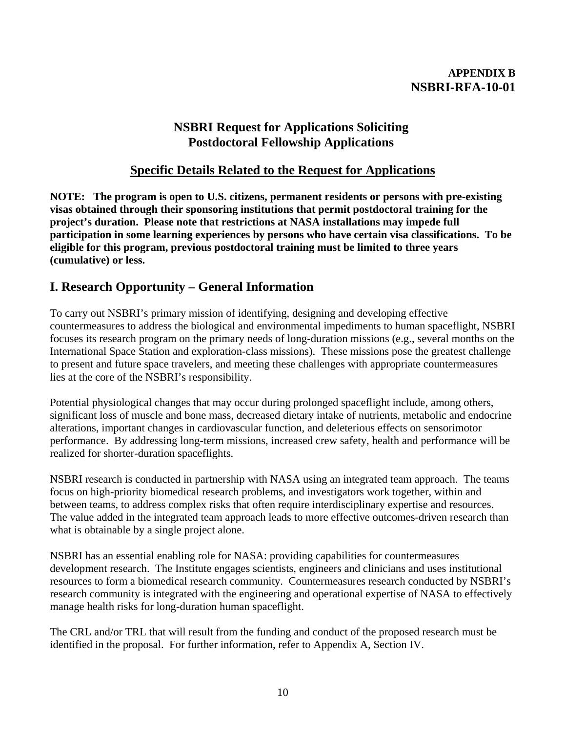**APPENDIX B**
**NSBRI-RFA-10-01**

# NSBRI Request for Applications Soliciting Postdoctoral Fellowship Applications

## Specific Details Related to the Request for Applications

**NOTE: The program is open to U.S. citizens, permanent residents or persons with pre-existing visas obtained through their sponsoring institutions that permit postdoctoral training for the project's duration. Please note that restrictions at NASA installations may impede full participation in some learning experiences by persons who have certain visa classifications. To be eligible for this program, previous postdoctoral training must be limited to three years (cumulative) or less.**

## I. Research Opportunity – General Information

To carry out NSBRI's primary mission of identifying, designing and developing effective countermeasures to address the biological and environmental impediments to human spaceflight, NSBRI focuses its research program on the primary needs of long-duration missions (e.g., several months on the International Space Station and exploration-class missions). These missions pose the greatest challenge to present and future space travelers, and meeting these challenges with appropriate countermeasures lies at the core of the NSBRI's responsibility.

Potential physiological changes that may occur during prolonged spaceflight include, among others, significant loss of muscle and bone mass, decreased dietary intake of nutrients, metabolic and endocrine alterations, important changes in cardiovascular function, and deleterious effects on sensorimotor performance. By addressing long-term missions, increased crew safety, health and performance will be realized for shorter-duration spaceflights.

NSBRI research is conducted in partnership with NASA using an integrated team approach. The teams focus on high-priority biomedical research problems, and investigators work together, within and between teams, to address complex risks that often require interdisciplinary expertise and resources. The value added in the integrated team approach leads to more effective outcomes-driven research than what is obtainable by a single project alone.

NSBRI has an essential enabling role for NASA: providing capabilities for countermeasures development research. The Institute engages scientists, engineers and clinicians and uses institutional resources to form a biomedical research community. Countermeasures research conducted by NSBRI's research community is integrated with the engineering and operational expertise of NASA to effectively manage health risks for long-duration human spaceflight.

The CRL and/or TRL that will result from the funding and conduct of the proposed research must be identified in the proposal. For further information, refer to Appendix A, Section IV.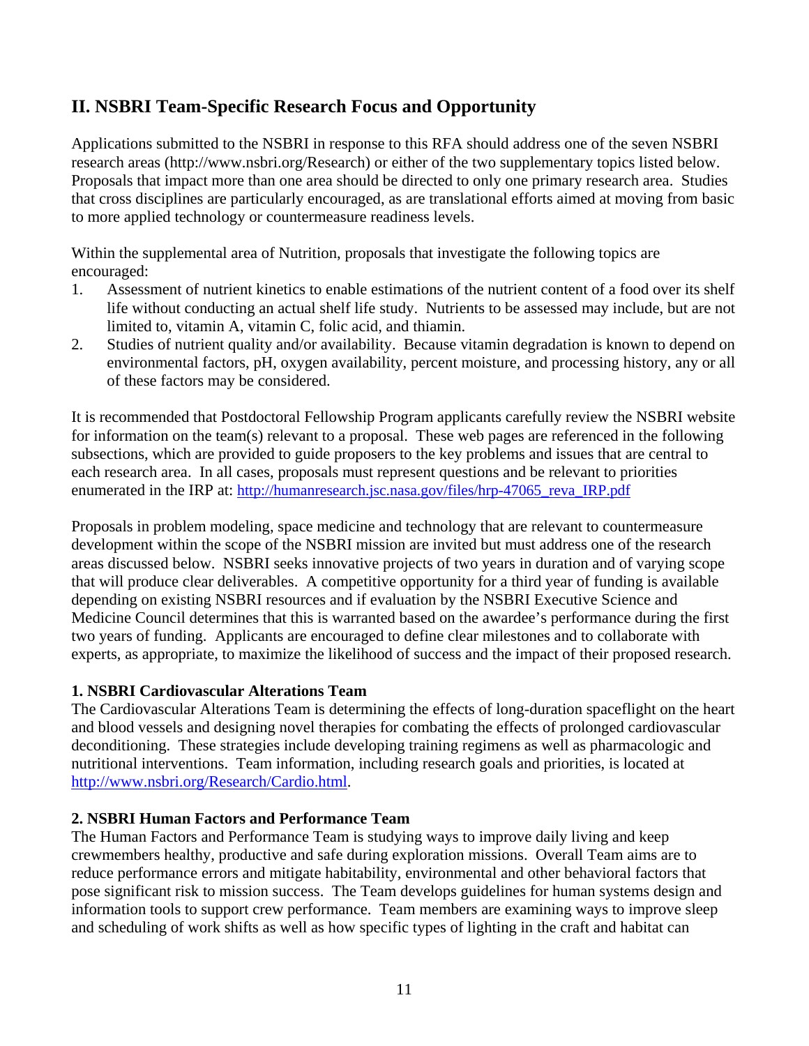## II. NSBRI Team-Specific Research Focus and Opportunity

Applications submitted to the NSBRI in response to this RFA should address one of the seven NSBRI research areas (http://www.nsbri.org/Research) or either of the two supplementary topics listed below. Proposals that impact more than one area should be directed to only one primary research area. Studies that cross disciplines are particularly encouraged, as are translational efforts aimed at moving from basic to more applied technology or countermeasure readiness levels.

Within the supplemental area of Nutrition, proposals that investigate the following topics are encouraged:

1. Assessment of nutrient kinetics to enable estimations of the nutrient content of a food over its shelf life without conducting an actual shelf life study. Nutrients to be assessed may include, but are not limited to, vitamin A, vitamin C, folic acid, and thiamin.
2. Studies of nutrient quality and/or availability. Because vitamin degradation is known to depend on environmental factors, pH, oxygen availability, percent moisture, and processing history, any or all of these factors may be considered.

It is recommended that Postdoctoral Fellowship Program applicants carefully review the NSBRI website for information on the team(s) relevant to a proposal. These web pages are referenced in the following subsections, which are provided to guide proposers to the key problems and issues that are central to each research area. In all cases, proposals must represent questions and be relevant to priorities enumerated in the IRP at: http://humanresearch.jsc.nasa.gov/files/hrp-47065_reva_IRP.pdf

Proposals in problem modeling, space medicine and technology that are relevant to countermeasure development within the scope of the NSBRI mission are invited but must address one of the research areas discussed below. NSBRI seeks innovative projects of two years in duration and of varying scope that will produce clear deliverables. A competitive opportunity for a third year of funding is available depending on existing NSBRI resources and if evaluation by the NSBRI Executive Science and Medicine Council determines that this is warranted based on the awardee's performance during the first two years of funding. Applicants are encouraged to define clear milestones and to collaborate with experts, as appropriate, to maximize the likelihood of success and the impact of their proposed research.

**1. NSBRI Cardiovascular Alterations Team**

The Cardiovascular Alterations Team is determining the effects of long-duration spaceflight on the heart and blood vessels and designing novel therapies for combating the effects of prolonged cardiovascular deconditioning. These strategies include developing training regimens as well as pharmacologic and nutritional interventions. Team information, including research goals and priorities, is located at http://www.nsbri.org/Research/Cardio.html.

**2. NSBRI Human Factors and Performance Team**

The Human Factors and Performance Team is studying ways to improve daily living and keep crewmembers healthy, productive and safe during exploration missions. Overall Team aims are to reduce performance errors and mitigate habitability, environmental and other behavioral factors that pose significant risk to mission success. The Team develops guidelines for human systems design and information tools to support crew performance. Team members are examining ways to improve sleep and scheduling of work shifts as well as how specific types of lighting in the craft and habitat can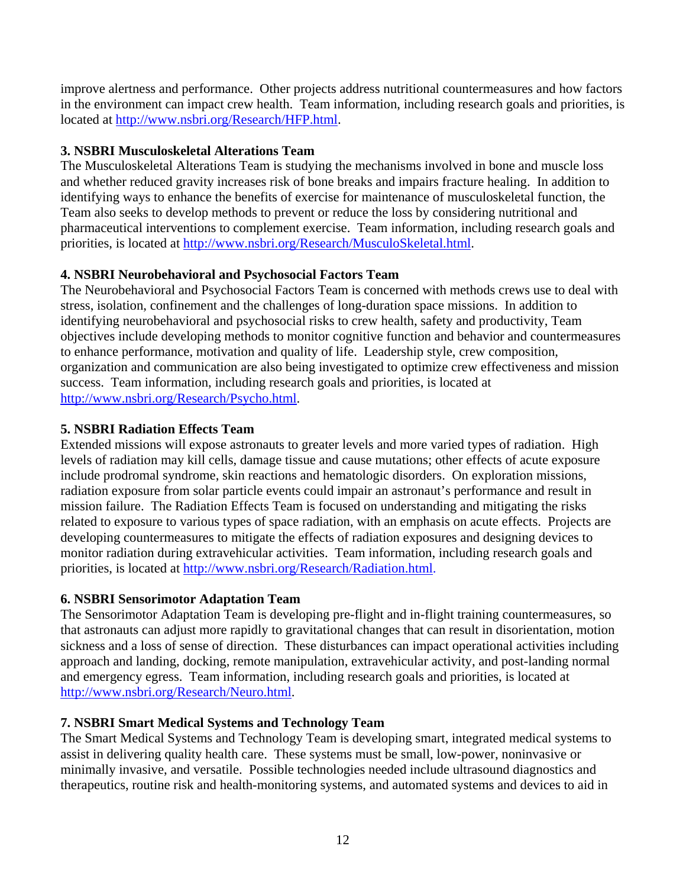improve alertness and performance. Other projects address nutritional countermeasures and how factors in the environment can impact crew health. Team information, including research goals and priorities, is located at http://www.nsbri.org/Research/HFP.html.

**3. NSBRI Musculoskeletal Alterations Team**

The Musculoskeletal Alterations Team is studying the mechanisms involved in bone and muscle loss and whether reduced gravity increases risk of bone breaks and impairs fracture healing. In addition to identifying ways to enhance the benefits of exercise for maintenance of musculoskeletal function, the Team also seeks to develop methods to prevent or reduce the loss by considering nutritional and pharmaceutical interventions to complement exercise. Team information, including research goals and priorities, is located at http://www.nsbri.org/Research/MusculoSkeletal.html.

**4. NSBRI Neurobehavioral and Psychosocial Factors Team**

The Neurobehavioral and Psychosocial Factors Team is concerned with methods crews use to deal with stress, isolation, confinement and the challenges of long-duration space missions. In addition to identifying neurobehavioral and psychosocial risks to crew health, safety and productivity, Team objectives include developing methods to monitor cognitive function and behavior and countermeasures to enhance performance, motivation and quality of life. Leadership style, crew composition, organization and communication are also being investigated to optimize crew effectiveness and mission success. Team information, including research goals and priorities, is located at http://www.nsbri.org/Research/Psycho.html.

**5. NSBRI Radiation Effects Team**

Extended missions will expose astronauts to greater levels and more varied types of radiation. High levels of radiation may kill cells, damage tissue and cause mutations; other effects of acute exposure include prodromal syndrome, skin reactions and hematologic disorders. On exploration missions, radiation exposure from solar particle events could impair an astronaut's performance and result in mission failure. The Radiation Effects Team is focused on understanding and mitigating the risks related to exposure to various types of space radiation, with an emphasis on acute effects. Projects are developing countermeasures to mitigate the effects of radiation exposures and designing devices to monitor radiation during extravehicular activities. Team information, including research goals and priorities, is located at http://www.nsbri.org/Research/Radiation.html.

**6. NSBRI Sensorimotor Adaptation Team**

The Sensorimotor Adaptation Team is developing pre-flight and in-flight training countermeasures, so that astronauts can adjust more rapidly to gravitational changes that can result in disorientation, motion sickness and a loss of sense of direction. These disturbances can impact operational activities including approach and landing, docking, remote manipulation, extravehicular activity, and post-landing normal and emergency egress. Team information, including research goals and priorities, is located at http://www.nsbri.org/Research/Neuro.html.

**7. NSBRI Smart Medical Systems and Technology Team**

The Smart Medical Systems and Technology Team is developing smart, integrated medical systems to assist in delivering quality health care. These systems must be small, low-power, noninvasive or minimally invasive, and versatile. Possible technologies needed include ultrasound diagnostics and therapeutics, routine risk and health-monitoring systems, and automated systems and devices to aid in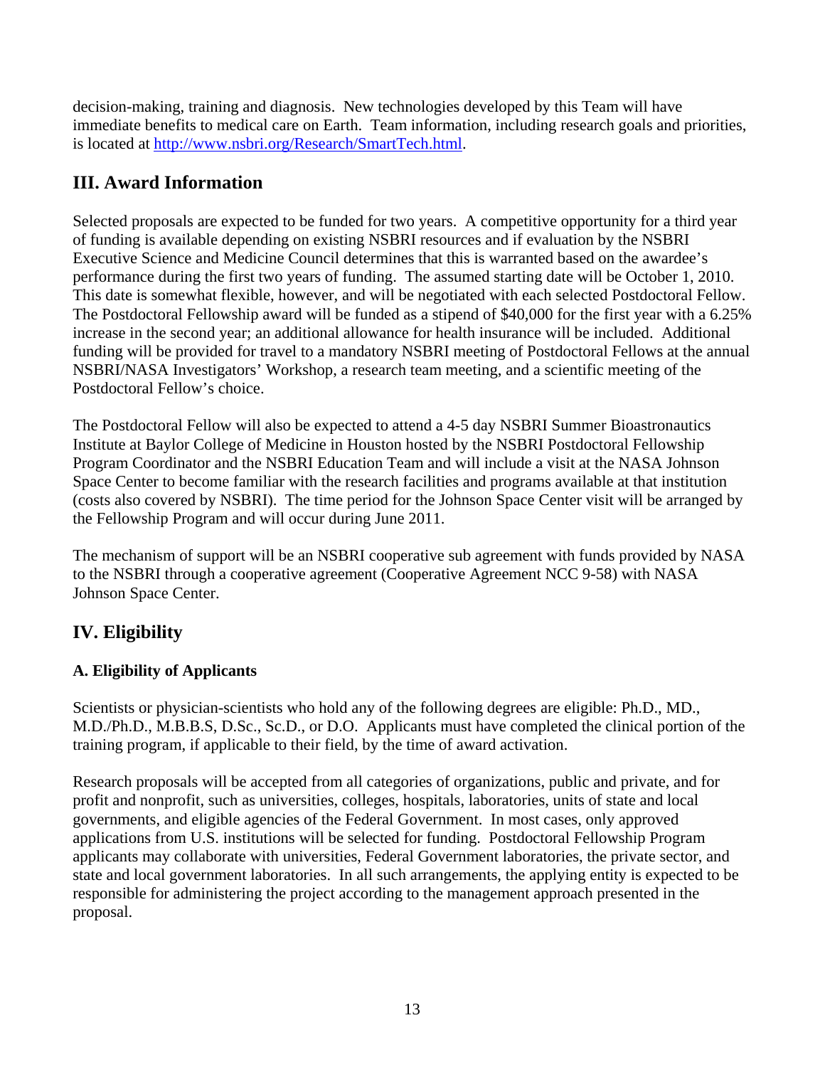decision-making, training and diagnosis. New technologies developed by this Team will have immediate benefits to medical care on Earth. Team information, including research goals and priorities, is located at [http://www.nsbri.org/Research/SmartTech.html](http://www.nsbri.org/Research/SmartTech.html).

## III. Award Information

Selected proposals are expected to be funded for two years. A competitive opportunity for a third year of funding is available depending on existing NSBRI resources and if evaluation by the NSBRI Executive Science and Medicine Council determines that this is warranted based on the awardee's performance during the first two years of funding. The assumed starting date will be October 1, 2010. This date is somewhat flexible, however, and will be negotiated with each selected Postdoctoral Fellow. The Postdoctoral Fellowship award will be funded as a stipend of $40,000 for the first year with a 6.25% increase in the second year; an additional allowance for health insurance will be included. Additional funding will be provided for travel to a mandatory NSBRI meeting of Postdoctoral Fellows at the annual NSBRI/NASA Investigators' Workshop, a research team meeting, and a scientific meeting of the Postdoctoral Fellow's choice.

The Postdoctoral Fellow will also be expected to attend a 4-5 day NSBRI Summer Bioastronautics Institute at Baylor College of Medicine in Houston hosted by the NSBRI Postdoctoral Fellowship Program Coordinator and the NSBRI Education Team and will include a visit at the NASA Johnson Space Center to become familiar with the research facilities and programs available at that institution (costs also covered by NSBRI). The time period for the Johnson Space Center visit will be arranged by the Fellowship Program and will occur during June 2011.

The mechanism of support will be an NSBRI cooperative sub agreement with funds provided by NASA to the NSBRI through a cooperative agreement (Cooperative Agreement NCC 9-58) with NASA Johnson Space Center.

## IV. Eligibility

### A. Eligibility of Applicants

Scientists or physician-scientists who hold any of the following degrees are eligible: Ph.D., MD., M.D./Ph.D., M.B.B.S, D.Sc., Sc.D., or D.O. Applicants must have completed the clinical portion of the training program, if applicable to their field, by the time of award activation.

Research proposals will be accepted from all categories of organizations, public and private, and for profit and nonprofit, such as universities, colleges, hospitals, laboratories, units of state and local governments, and eligible agencies of the Federal Government. In most cases, only approved applications from U.S. institutions will be selected for funding. Postdoctoral Fellowship Program applicants may collaborate with universities, Federal Government laboratories, the private sector, and state and local government laboratories. In all such arrangements, the applying entity is expected to be responsible for administering the project according to the management approach presented in the proposal.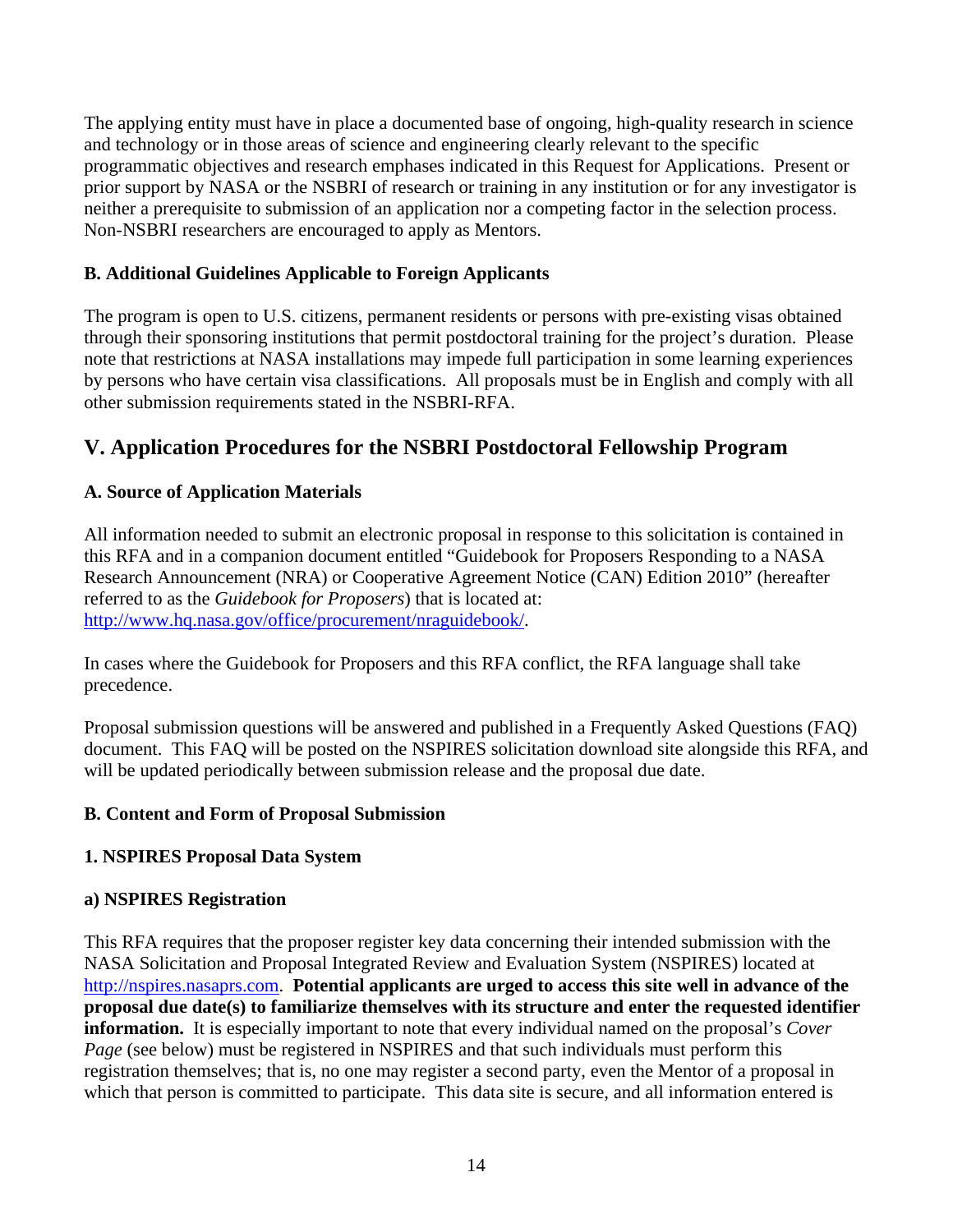The applying entity must have in place a documented base of ongoing, high-quality research in science and technology or in those areas of science and engineering clearly relevant to the specific programmatic objectives and research emphases indicated in this Request for Applications. Present or prior support by NASA or the NSBRI of research or training in any institution or for any investigator is neither a prerequisite to submission of an application nor a competing factor in the selection process. Non-NSBRI researchers are encouraged to apply as Mentors.

### B. Additional Guidelines Applicable to Foreign Applicants

The program is open to U.S. citizens, permanent residents or persons with pre-existing visas obtained through their sponsoring institutions that permit postdoctoral training for the project's duration. Please note that restrictions at NASA installations may impede full participation in some learning experiences by persons who have certain visa classifications. All proposals must be in English and comply with all other submission requirements stated in the NSBRI-RFA.

## V. Application Procedures for the NSBRI Postdoctoral Fellowship Program

### A. Source of Application Materials

All information needed to submit an electronic proposal in response to this solicitation is contained in this RFA and in a companion document entitled "Guidebook for Proposers Responding to a NASA Research Announcement (NRA) or Cooperative Agreement Notice (CAN) Edition 2010" (hereafter referred to as the *Guidebook for Proposers*) that is located at: [http://www.hq.nasa.gov/office/procurement/nraguidebook/](http://www.hq.nasa.gov/office/procurement/nraguidebook/).

In cases where the Guidebook for Proposers and this RFA conflict, the RFA language shall take precedence.

Proposal submission questions will be answered and published in a Frequently Asked Questions (FAQ) document. This FAQ will be posted on the NSPIRES solicitation download site alongside this RFA, and will be updated periodically between submission release and the proposal due date.

### B. Content and Form of Proposal Submission

#### 1. NSPIRES Proposal Data System

#### a) NSPIRES Registration

This RFA requires that the proposer register key data concerning their intended submission with the NASA Solicitation and Proposal Integrated Review and Evaluation System (NSPIRES) located at [http://nspires.nasaprs.com](http://nspires.nasaprs.com). **Potential applicants are urged to access this site well in advance of the proposal due date(s) to familiarize themselves with its structure and enter the requested identifier information.** It is especially important to note that every individual named on the proposal's *Cover Page* (see below) must be registered in NSPIRES and that such individuals must perform this registration themselves; that is, no one may register a second party, even the Mentor of a proposal in which that person is committed to participate. This data site is secure, and all information entered is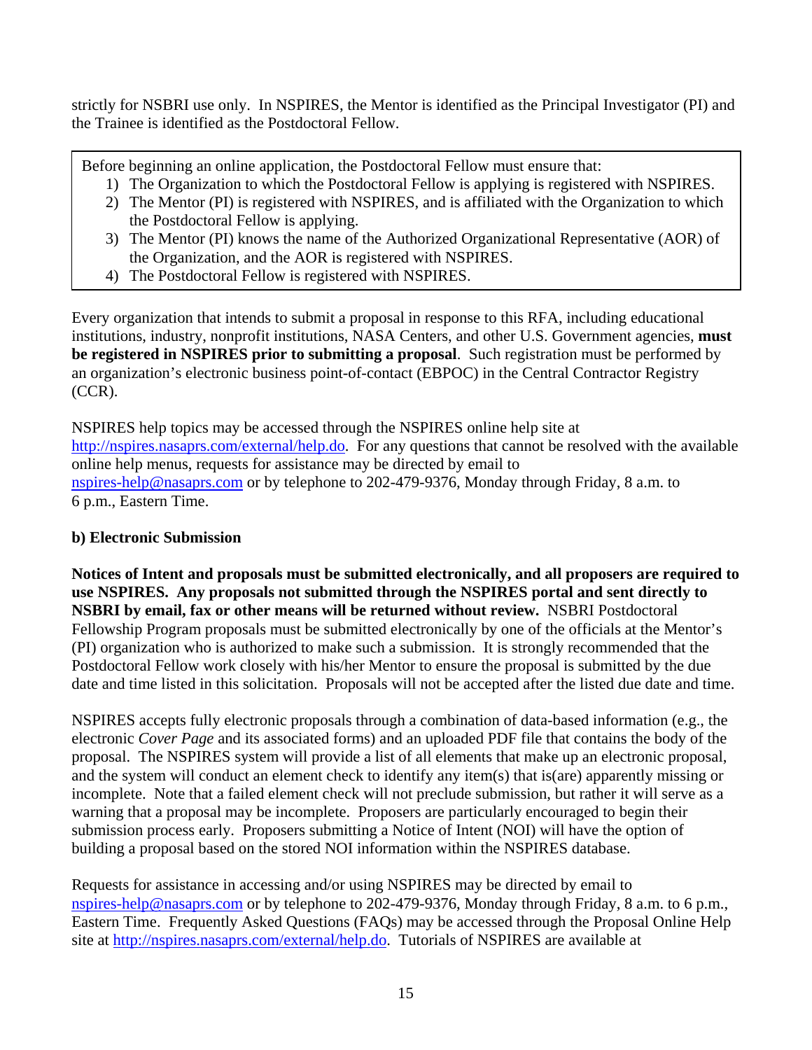strictly for NSBRI use only. In NSPIRES, the Mentor is identified as the Principal Investigator (PI) and the Trainee is identified as the Postdoctoral Fellow.

Before beginning an online application, the Postdoctoral Fellow must ensure that:

1) The Organization to which the Postdoctoral Fellow is applying is registered with NSPIRES.
2) The Mentor (PI) is registered with NSPIRES, and is affiliated with the Organization to which the Postdoctoral Fellow is applying.
3) The Mentor (PI) knows the name of the Authorized Organizational Representative (AOR) of the Organization, and the AOR is registered with NSPIRES.
4) The Postdoctoral Fellow is registered with NSPIRES.

Every organization that intends to submit a proposal in response to this RFA, including educational institutions, industry, nonprofit institutions, NASA Centers, and other U.S. Government agencies, **must be registered in NSPIRES prior to submitting a proposal**. Such registration must be performed by an organization's electronic business point-of-contact (EBPOC) in the Central Contractor Registry (CCR).

NSPIRES help topics may be accessed through the NSPIRES online help site at http://nspires.nasaprs.com/external/help.do. For any questions that cannot be resolved with the available online help menus, requests for assistance may be directed by email to nspires-help@nasaprs.com or by telephone to 202-479-9376, Monday through Friday, 8 a.m. to 6 p.m., Eastern Time.

**b) Electronic Submission**

**Notices of Intent and proposals must be submitted electronically, and all proposers are required to use NSPIRES. Any proposals not submitted through the NSPIRES portal and sent directly to NSBRI by email, fax or other means will be returned without review.** NSBRI Postdoctoral Fellowship Program proposals must be submitted electronically by one of the officials at the Mentor's (PI) organization who is authorized to make such a submission. It is strongly recommended that the Postdoctoral Fellow work closely with his/her Mentor to ensure the proposal is submitted by the due date and time listed in this solicitation. Proposals will not be accepted after the listed due date and time.

NSPIRES accepts fully electronic proposals through a combination of data-based information (e.g., the electronic *Cover Page* and its associated forms) and an uploaded PDF file that contains the body of the proposal. The NSPIRES system will provide a list of all elements that make up an electronic proposal, and the system will conduct an element check to identify any item(s) that is(are) apparently missing or incomplete. Note that a failed element check will not preclude submission, but rather it will serve as a warning that a proposal may be incomplete. Proposers are particularly encouraged to begin their submission process early. Proposers submitting a Notice of Intent (NOI) will have the option of building a proposal based on the stored NOI information within the NSPIRES database.

Requests for assistance in accessing and/or using NSPIRES may be directed by email to nspires-help@nasaprs.com or by telephone to 202-479-9376, Monday through Friday, 8 a.m. to 6 p.m., Eastern Time. Frequently Asked Questions (FAQs) may be accessed through the Proposal Online Help site at http://nspires.nasaprs.com/external/help.do. Tutorials of NSPIRES are available at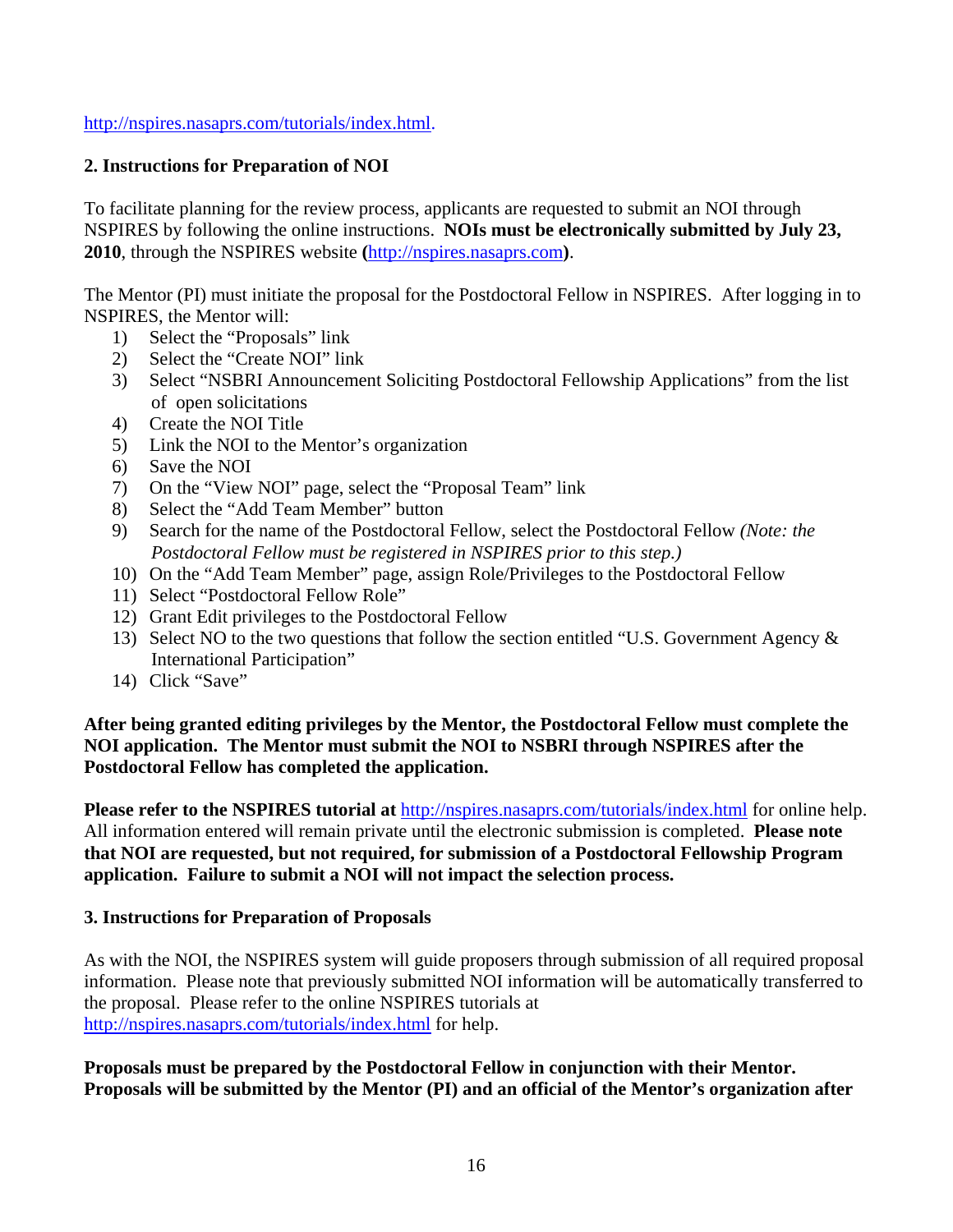http://nspires.nasaprs.com/tutorials/index.html.

### 2. Instructions for Preparation of NOI

To facilitate planning for the review process, applicants are requested to submit an NOI through NSPIRES by following the online instructions. **NOIs must be electronically submitted by July 23, 2010**, through the NSPIRES website **(**http://nspires.nasaprs.com**)**.

The Mentor (PI) must initiate the proposal for the Postdoctoral Fellow in NSPIRES. After logging in to NSPIRES, the Mentor will:

1) Select the "Proposals" link
2) Select the "Create NOI" link
3) Select "NSBRI Announcement Soliciting Postdoctoral Fellowship Applications" from the list of open solicitations
4) Create the NOI Title
5) Link the NOI to the Mentor's organization
6) Save the NOI
7) On the "View NOI" page, select the "Proposal Team" link
8) Select the "Add Team Member" button
9) Search for the name of the Postdoctoral Fellow, select the Postdoctoral Fellow *(Note: the Postdoctoral Fellow must be registered in NSPIRES prior to this step.)*
10) On the "Add Team Member" page, assign Role/Privileges to the Postdoctoral Fellow
11) Select "Postdoctoral Fellow Role"
12) Grant Edit privileges to the Postdoctoral Fellow
13) Select NO to the two questions that follow the section entitled "U.S. Government Agency & International Participation"
14) Click "Save"

**After being granted editing privileges by the Mentor, the Postdoctoral Fellow must complete the NOI application. The Mentor must submit the NOI to NSBRI through NSPIRES after the Postdoctoral Fellow has completed the application.**

**Please refer to the NSPIRES tutorial at** http://nspires.nasaprs.com/tutorials/index.html for online help. All information entered will remain private until the electronic submission is completed. **Please note that NOI are requested, but not required, for submission of a Postdoctoral Fellowship Program application. Failure to submit a NOI will not impact the selection process.**

### 3. Instructions for Preparation of Proposals

As with the NOI, the NSPIRES system will guide proposers through submission of all required proposal information. Please note that previously submitted NOI information will be automatically transferred to the proposal. Please refer to the online NSPIRES tutorials at http://nspires.nasaprs.com/tutorials/index.html for help.

**Proposals must be prepared by the Postdoctoral Fellow in conjunction with their Mentor. Proposals will be submitted by the Mentor (PI) and an official of the Mentor's organization after**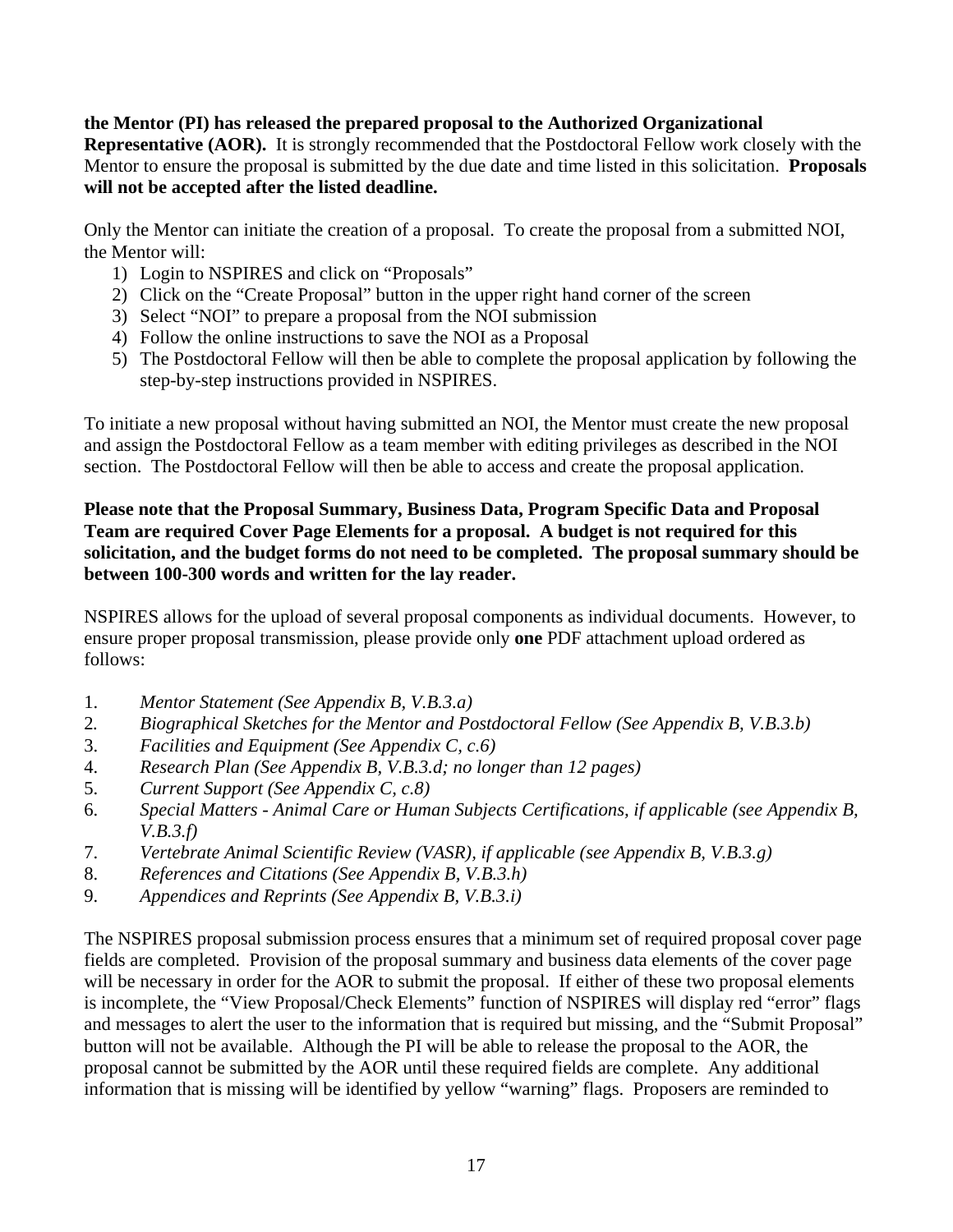**the Mentor (PI) has released the prepared proposal to the Authorized Organizational Representative (AOR).** It is strongly recommended that the Postdoctoral Fellow work closely with the Mentor to ensure the proposal is submitted by the due date and time listed in this solicitation. **Proposals will not be accepted after the listed deadline.**

Only the Mentor can initiate the creation of a proposal. To create the proposal from a submitted NOI, the Mentor will:

1) Login to NSPIRES and click on "Proposals"
2) Click on the "Create Proposal" button in the upper right hand corner of the screen
3) Select "NOI" to prepare a proposal from the NOI submission
4) Follow the online instructions to save the NOI as a Proposal
5) The Postdoctoral Fellow will then be able to complete the proposal application by following the step-by-step instructions provided in NSPIRES.

To initiate a new proposal without having submitted an NOI, the Mentor must create the new proposal and assign the Postdoctoral Fellow as a team member with editing privileges as described in the NOI section. The Postdoctoral Fellow will then be able to access and create the proposal application.

**Please note that the Proposal Summary, Business Data, Program Specific Data and Proposal Team are required Cover Page Elements for a proposal. A budget is not required for this solicitation, and the budget forms do not need to be completed. The proposal summary should be between 100-300 words and written for the lay reader.**

NSPIRES allows for the upload of several proposal components as individual documents. However, to ensure proper proposal transmission, please provide only **one** PDF attachment upload ordered as follows:

1. *Mentor Statement (See Appendix B, V.B.3.a)*
2. *Biographical Sketches for the Mentor and Postdoctoral Fellow (See Appendix B, V.B.3.b)*
3. *Facilities and Equipment (See Appendix C, c.6)*
4. *Research Plan (See Appendix B, V.B.3.d; no longer than 12 pages)*
5. *Current Support (See Appendix C, c.8)*
6. *Special Matters - Animal Care or Human Subjects Certifications, if applicable (see Appendix B, V.B.3.f)*
7. *Vertebrate Animal Scientific Review (VASR), if applicable (see Appendix B, V.B.3.g)*
8. *References and Citations (See Appendix B, V.B.3.h)*
9. *Appendices and Reprints (See Appendix B, V.B.3.i)*

The NSPIRES proposal submission process ensures that a minimum set of required proposal cover page fields are completed. Provision of the proposal summary and business data elements of the cover page will be necessary in order for the AOR to submit the proposal. If either of these two proposal elements is incomplete, the "View Proposal/Check Elements" function of NSPIRES will display red "error" flags and messages to alert the user to the information that is required but missing, and the "Submit Proposal" button will not be available. Although the PI will be able to release the proposal to the AOR, the proposal cannot be submitted by the AOR until these required fields are complete. Any additional information that is missing will be identified by yellow "warning" flags. Proposers are reminded to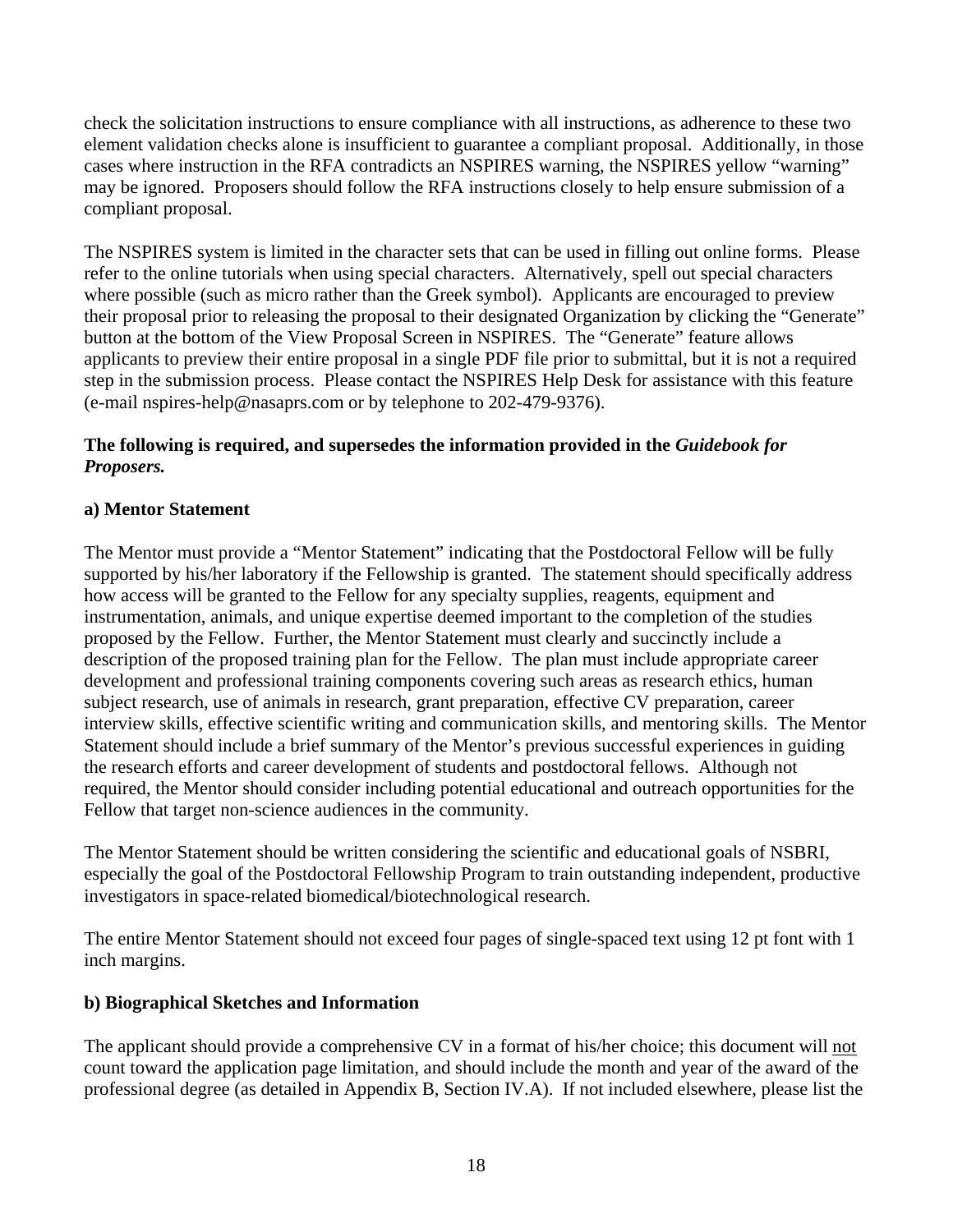check the solicitation instructions to ensure compliance with all instructions, as adherence to these two element validation checks alone is insufficient to guarantee a compliant proposal. Additionally, in those cases where instruction in the RFA contradicts an NSPIRES warning, the NSPIRES yellow "warning" may be ignored. Proposers should follow the RFA instructions closely to help ensure submission of a compliant proposal.

The NSPIRES system is limited in the character sets that can be used in filling out online forms. Please refer to the online tutorials when using special characters. Alternatively, spell out special characters where possible (such as micro rather than the Greek symbol). Applicants are encouraged to preview their proposal prior to releasing the proposal to their designated Organization by clicking the "Generate" button at the bottom of the View Proposal Screen in NSPIRES. The "Generate" feature allows applicants to preview their entire proposal in a single PDF file prior to submittal, but it is not a required step in the submission process. Please contact the NSPIRES Help Desk for assistance with this feature (e-mail nspires-help@nasaprs.com or by telephone to 202-479-9376).

**The following is required, and supersedes the information provided in the *Guidebook for Proposers.***

**a) Mentor Statement**

The Mentor must provide a "Mentor Statement" indicating that the Postdoctoral Fellow will be fully supported by his/her laboratory if the Fellowship is granted. The statement should specifically address how access will be granted to the Fellow for any specialty supplies, reagents, equipment and instrumentation, animals, and unique expertise deemed important to the completion of the studies proposed by the Fellow. Further, the Mentor Statement must clearly and succinctly include a description of the proposed training plan for the Fellow. The plan must include appropriate career development and professional training components covering such areas as research ethics, human subject research, use of animals in research, grant preparation, effective CV preparation, career interview skills, effective scientific writing and communication skills, and mentoring skills. The Mentor Statement should include a brief summary of the Mentor's previous successful experiences in guiding the research efforts and career development of students and postdoctoral fellows. Although not required, the Mentor should consider including potential educational and outreach opportunities for the Fellow that target non-science audiences in the community.

The Mentor Statement should be written considering the scientific and educational goals of NSBRI, especially the goal of the Postdoctoral Fellowship Program to train outstanding independent, productive investigators in space-related biomedical/biotechnological research.

The entire Mentor Statement should not exceed four pages of single-spaced text using 12 pt font with 1 inch margins.

**b) Biographical Sketches and Information**

The applicant should provide a comprehensive CV in a format of his/her choice; this document will <u>not</u> count toward the application page limitation, and should include the month and year of the award of the professional degree (as detailed in Appendix B, Section IV.A). If not included elsewhere, please list the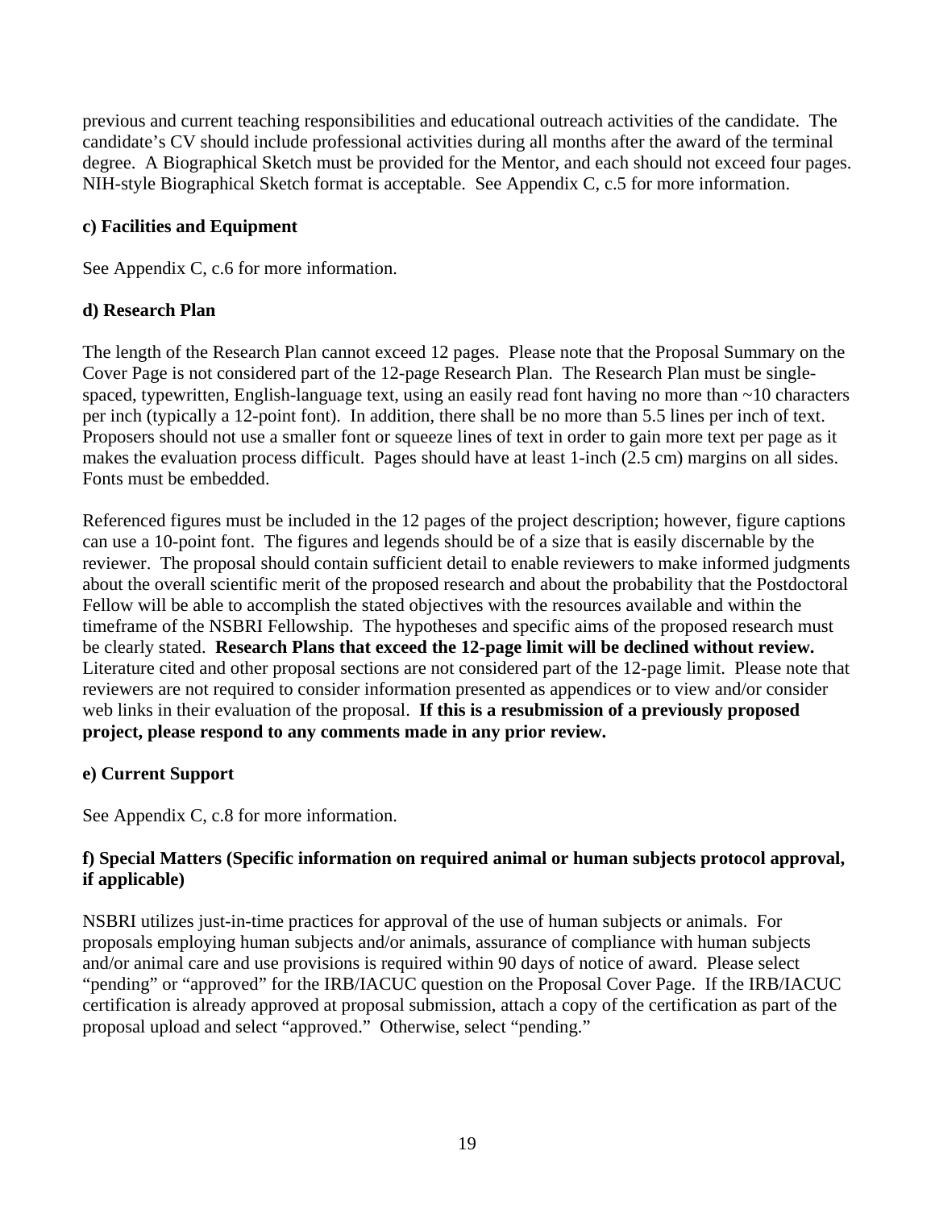previous and current teaching responsibilities and educational outreach activities of the candidate. The candidate's CV should include professional activities during all months after the award of the terminal degree. A Biographical Sketch must be provided for the Mentor, and each should not exceed four pages. NIH-style Biographical Sketch format is acceptable. See Appendix C, c.5 for more information.

**c) Facilities and Equipment**

See Appendix C, c.6 for more information.

**d) Research Plan**

The length of the Research Plan cannot exceed 12 pages. Please note that the Proposal Summary on the Cover Page is not considered part of the 12-page Research Plan. The Research Plan must be single-spaced, typewritten, English-language text, using an easily read font having no more than ~10 characters per inch (typically a 12-point font). In addition, there shall be no more than 5.5 lines per inch of text. Proposers should not use a smaller font or squeeze lines of text in order to gain more text per page as it makes the evaluation process difficult. Pages should have at least 1-inch (2.5 cm) margins on all sides. Fonts must be embedded.

Referenced figures must be included in the 12 pages of the project description; however, figure captions can use a 10-point font. The figures and legends should be of a size that is easily discernable by the reviewer. The proposal should contain sufficient detail to enable reviewers to make informed judgments about the overall scientific merit of the proposed research and about the probability that the Postdoctoral Fellow will be able to accomplish the stated objectives with the resources available and within the timeframe of the NSBRI Fellowship. The hypotheses and specific aims of the proposed research must be clearly stated. **Research Plans that exceed the 12-page limit will be declined without review.** Literature cited and other proposal sections are not considered part of the 12-page limit. Please note that reviewers are not required to consider information presented as appendices or to view and/or consider web links in their evaluation of the proposal. **If this is a resubmission of a previously proposed project, please respond to any comments made in any prior review.**

**e) Current Support**

See Appendix C, c.8 for more information.

**f) Special Matters (Specific information on required animal or human subjects protocol approval, if applicable)**

NSBRI utilizes just-in-time practices for approval of the use of human subjects or animals. For proposals employing human subjects and/or animals, assurance of compliance with human subjects and/or animal care and use provisions is required within 90 days of notice of award. Please select "pending" or "approved" for the IRB/IACUC question on the Proposal Cover Page. If the IRB/IACUC certification is already approved at proposal submission, attach a copy of the certification as part of the proposal upload and select "approved." Otherwise, select "pending."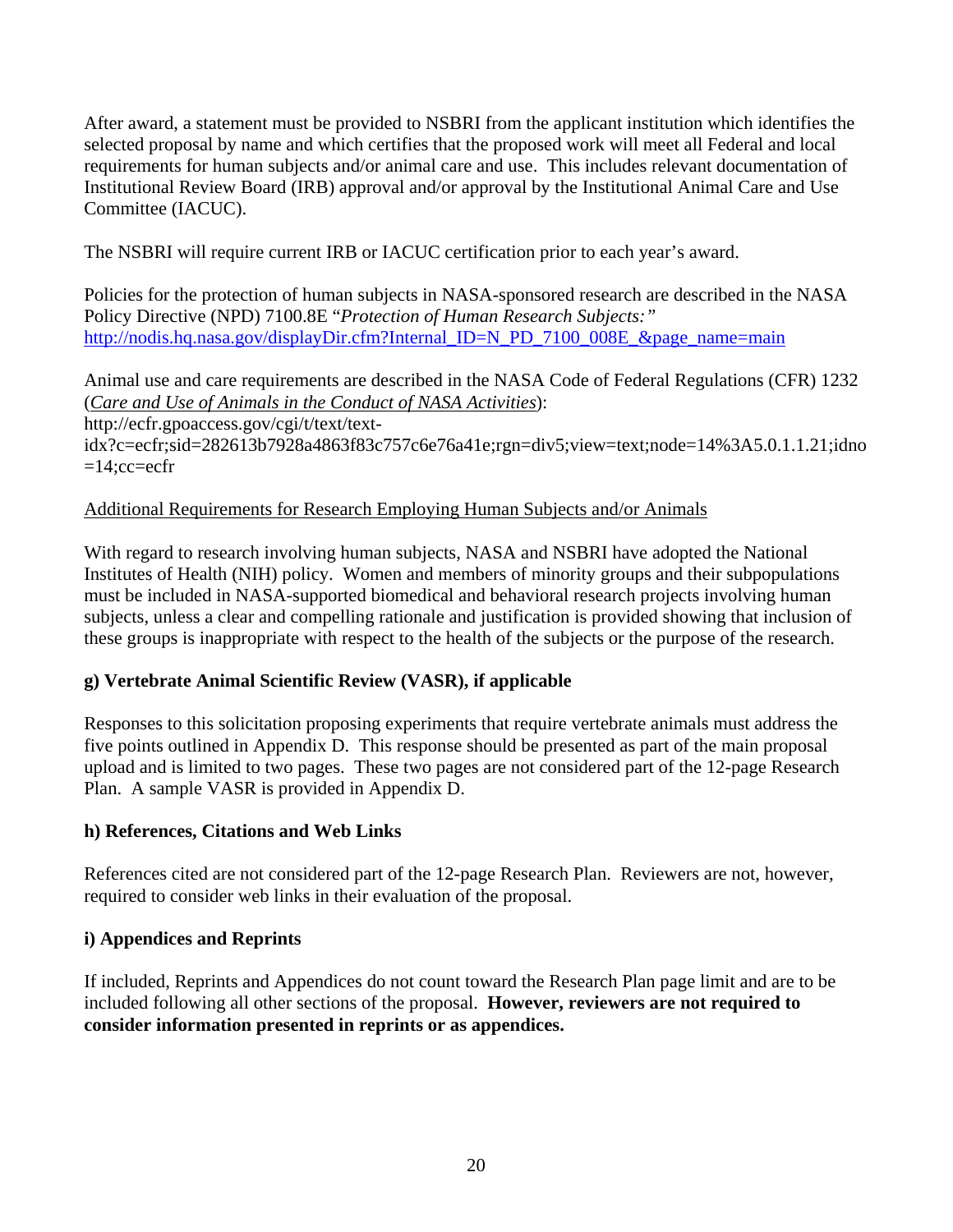After award, a statement must be provided to NSBRI from the applicant institution which identifies the selected proposal by name and which certifies that the proposed work will meet all Federal and local requirements for human subjects and/or animal care and use. This includes relevant documentation of Institutional Review Board (IRB) approval and/or approval by the Institutional Animal Care and Use Committee (IACUC).

The NSBRI will require current IRB or IACUC certification prior to each year's award.

Policies for the protection of human subjects in NASA-sponsored research are described in the NASA Policy Directive (NPD) 7100.8E "*Protection of Human Research Subjects:"* [http://nodis.hq.nasa.gov/displayDir.cfm?Internal_ID=N_PD_7100_008E_&page_name=main](http://nodis.hq.nasa.gov/displayDir.cfm?Internal_ID=N_PD_7100_008E_&page_name=main)

Animal use and care requirements are described in the NASA Code of Federal Regulations (CFR) 1232 (*Care and Use of Animals in the Conduct of NASA Activities*): http://ecfr.gpoaccess.gov/cgi/t/text/text-idx?c=ecfr;sid=282613b7928a4863f83c757c6e76a41e;rgn=div5;view=text;node=14%3A5.0.1.1.21;idno=14;cc=ecfr

Additional Requirements for Research Employing Human Subjects and/or Animals

With regard to research involving human subjects, NASA and NSBRI have adopted the National Institutes of Health (NIH) policy. Women and members of minority groups and their subpopulations must be included in NASA-supported biomedical and behavioral research projects involving human subjects, unless a clear and compelling rationale and justification is provided showing that inclusion of these groups is inappropriate with respect to the health of the subjects or the purpose of the research.

**g) Vertebrate Animal Scientific Review (VASR), if applicable**

Responses to this solicitation proposing experiments that require vertebrate animals must address the five points outlined in Appendix D. This response should be presented as part of the main proposal upload and is limited to two pages. These two pages are not considered part of the 12-page Research Plan. A sample VASR is provided in Appendix D.

**h) References, Citations and Web Links**

References cited are not considered part of the 12-page Research Plan. Reviewers are not, however, required to consider web links in their evaluation of the proposal.

**i) Appendices and Reprints**

If included, Reprints and Appendices do not count toward the Research Plan page limit and are to be included following all other sections of the proposal. **However, reviewers are not required to consider information presented in reprints or as appendices.**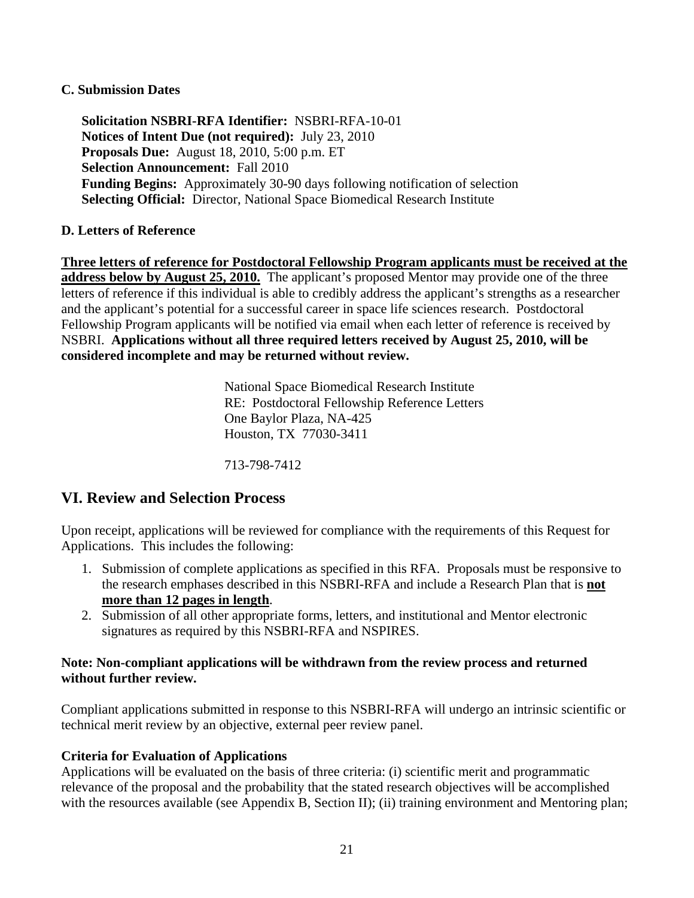### C. Submission Dates

**Solicitation NSBRI-RFA Identifier:** NSBRI-RFA-10-01
**Notices of Intent Due (not required):** July 23, 2010
**Proposals Due:** August 18, 2010, 5:00 p.m. ET
**Selection Announcement:** Fall 2010
**Funding Begins:** Approximately 30-90 days following notification of selection
**Selecting Official:** Director, National Space Biomedical Research Institute

### D. Letters of Reference

**Three letters of reference for Postdoctoral Fellowship Program applicants must be received at the address below by August 25, 2010.** The applicant's proposed Mentor may provide one of the three letters of reference if this individual is able to credibly address the applicant's strengths as a researcher and the applicant's potential for a successful career in space life sciences research. Postdoctoral Fellowship Program applicants will be notified via email when each letter of reference is received by NSBRI. **Applications without all three required letters received by August 25, 2010, will be considered incomplete and may be returned without review.**

National Space Biomedical Research Institute
RE: Postdoctoral Fellowship Reference Letters
One Baylor Plaza, NA-425
Houston, TX 77030-3411

713-798-7412

## VI. Review and Selection Process

Upon receipt, applications will be reviewed for compliance with the requirements of this Request for Applications. This includes the following:

1. Submission of complete applications as specified in this RFA. Proposals must be responsive to the research emphases described in this NSBRI-RFA and include a Research Plan that is **not more than 12 pages in length**.
2. Submission of all other appropriate forms, letters, and institutional and Mentor electronic signatures as required by this NSBRI-RFA and NSPIRES.

**Note: Non-compliant applications will be withdrawn from the review process and returned without further review.**

Compliant applications submitted in response to this NSBRI-RFA will undergo an intrinsic scientific or technical merit review by an objective, external peer review panel.

**Criteria for Evaluation of Applications**
Applications will be evaluated on the basis of three criteria: (i) scientific merit and programmatic relevance of the proposal and the probability that the stated research objectives will be accomplished with the resources available (see Appendix B, Section II); (ii) training environment and Mentoring plan;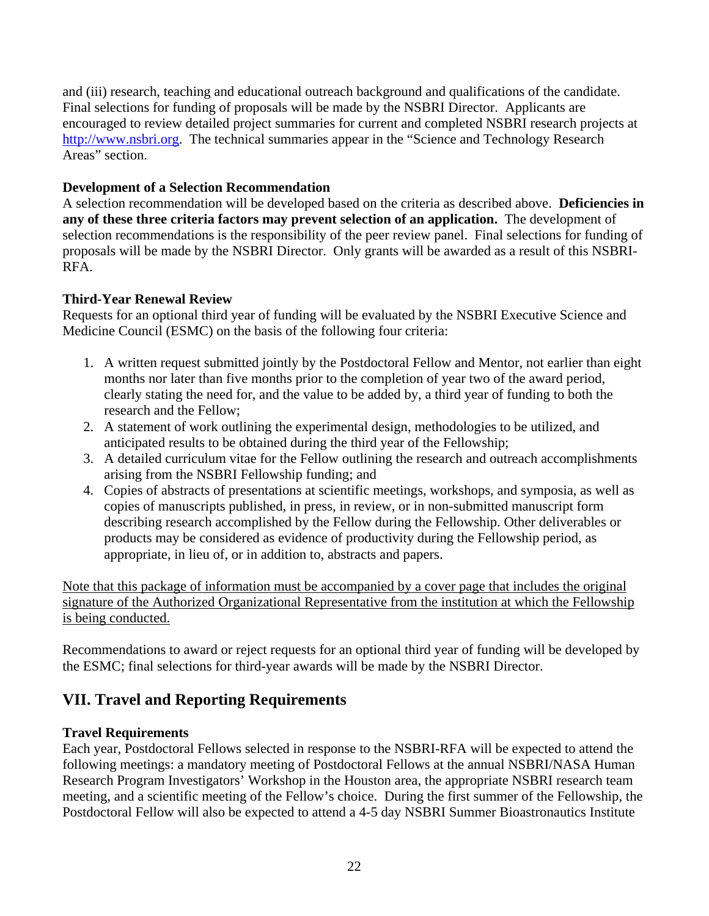and (iii) research, teaching and educational outreach background and qualifications of the candidate. Final selections for funding of proposals will be made by the NSBRI Director. Applicants are encouraged to review detailed project summaries for current and completed NSBRI research projects at [http://www.nsbri.org](http://www.nsbri.org). The technical summaries appear in the "Science and Technology Research Areas" section.

**Development of a Selection Recommendation**

A selection recommendation will be developed based on the criteria as described above. **Deficiencies in any of these three criteria factors may prevent selection of an application.** The development of selection recommendations is the responsibility of the peer review panel. Final selections for funding of proposals will be made by the NSBRI Director. Only grants will be awarded as a result of this NSBRI-RFA.

**Third-Year Renewal Review**

Requests for an optional third year of funding will be evaluated by the NSBRI Executive Science and Medicine Council (ESMC) on the basis of the following four criteria:

1. A written request submitted jointly by the Postdoctoral Fellow and Mentor, not earlier than eight months nor later than five months prior to the completion of year two of the award period, clearly stating the need for, and the value to be added by, a third year of funding to both the research and the Fellow;
2. A statement of work outlining the experimental design, methodologies to be utilized, and anticipated results to be obtained during the third year of the Fellowship;
3. A detailed curriculum vitae for the Fellow outlining the research and outreach accomplishments arising from the NSBRI Fellowship funding; and
4. Copies of abstracts of presentations at scientific meetings, workshops, and symposia, as well as copies of manuscripts published, in press, in review, or in non-submitted manuscript form describing research accomplished by the Fellow during the Fellowship. Other deliverables or products may be considered as evidence of productivity during the Fellowship period, as appropriate, in lieu of, or in addition to, abstracts and papers.

<u>Note that this package of information must be accompanied by a cover page that includes the original signature of the Authorized Organizational Representative from the institution at which the Fellowship is being conducted.</u>

Recommendations to award or reject requests for an optional third year of funding will be developed by the ESMC; final selections for third-year awards will be made by the NSBRI Director.

## VII. Travel and Reporting Requirements

**Travel Requirements**

Each year, Postdoctoral Fellows selected in response to the NSBRI-RFA will be expected to attend the following meetings: a mandatory meeting of Postdoctoral Fellows at the annual NSBRI/NASA Human Research Program Investigators' Workshop in the Houston area, the appropriate NSBRI research team meeting, and a scientific meeting of the Fellow's choice. During the first summer of the Fellowship, the Postdoctoral Fellow will also be expected to attend a 4-5 day NSBRI Summer Bioastronautics Institute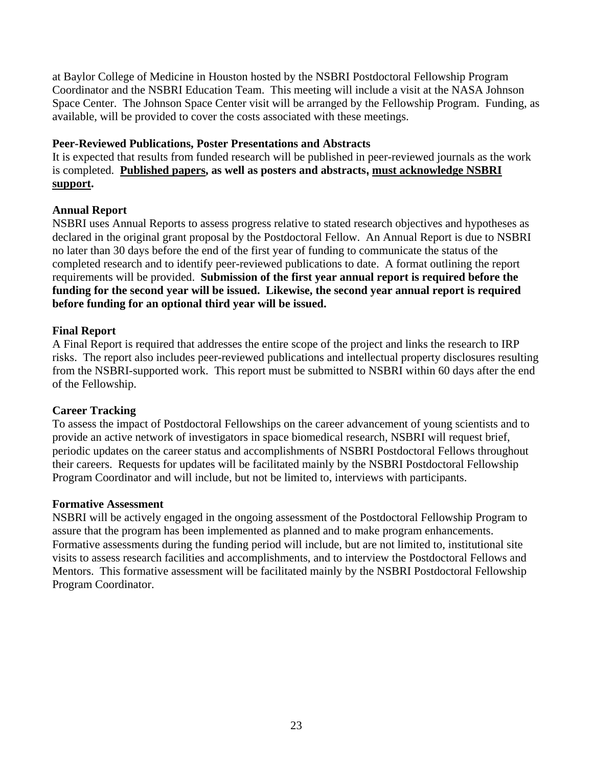at Baylor College of Medicine in Houston hosted by the NSBRI Postdoctoral Fellowship Program Coordinator and the NSBRI Education Team. This meeting will include a visit at the NASA Johnson Space Center. The Johnson Space Center visit will be arranged by the Fellowship Program. Funding, as available, will be provided to cover the costs associated with these meetings.

**Peer-Reviewed Publications, Poster Presentations and Abstracts**

It is expected that results from funded research will be published in peer-reviewed journals as the work is completed. **Published papers, as well as posters and abstracts, must acknowledge NSBRI support.**

**Annual Report**

NSBRI uses Annual Reports to assess progress relative to stated research objectives and hypotheses as declared in the original grant proposal by the Postdoctoral Fellow. An Annual Report is due to NSBRI no later than 30 days before the end of the first year of funding to communicate the status of the completed research and to identify peer-reviewed publications to date. A format outlining the report requirements will be provided. **Submission of the first year annual report is required before the funding for the second year will be issued. Likewise, the second year annual report is required before funding for an optional third year will be issued.**

**Final Report**

A Final Report is required that addresses the entire scope of the project and links the research to IRP risks. The report also includes peer-reviewed publications and intellectual property disclosures resulting from the NSBRI-supported work. This report must be submitted to NSBRI within 60 days after the end of the Fellowship.

**Career Tracking**

To assess the impact of Postdoctoral Fellowships on the career advancement of young scientists and to provide an active network of investigators in space biomedical research, NSBRI will request brief, periodic updates on the career status and accomplishments of NSBRI Postdoctoral Fellows throughout their careers. Requests for updates will be facilitated mainly by the NSBRI Postdoctoral Fellowship Program Coordinator and will include, but not be limited to, interviews with participants.

**Formative Assessment**

NSBRI will be actively engaged in the ongoing assessment of the Postdoctoral Fellowship Program to assure that the program has been implemented as planned and to make program enhancements. Formative assessments during the funding period will include, but are not limited to, institutional site visits to assess research facilities and accomplishments, and to interview the Postdoctoral Fellows and Mentors. This formative assessment will be facilitated mainly by the NSBRI Postdoctoral Fellowship Program Coordinator.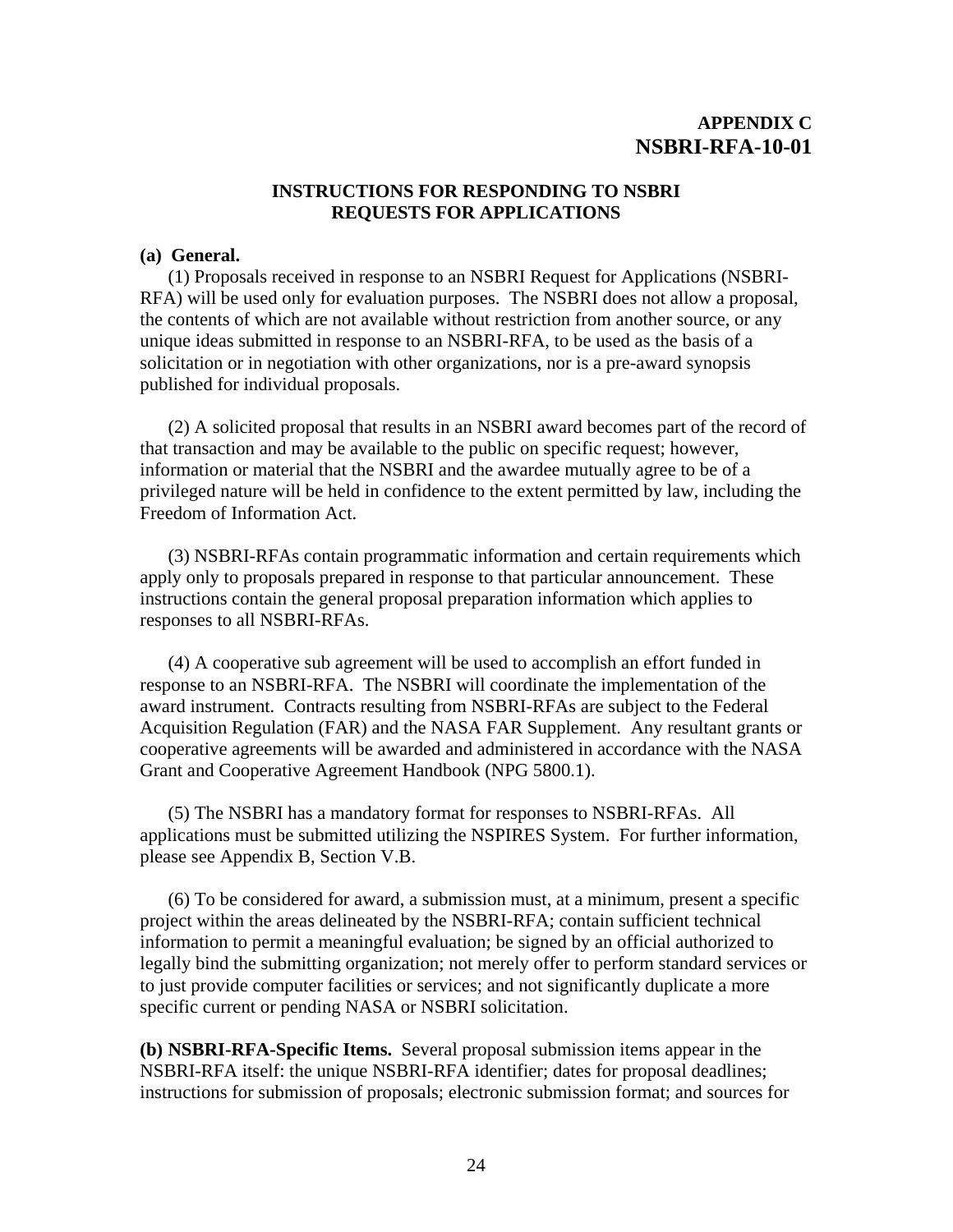**APPENDIX C**
**NSBRI-RFA-10-01**

**INSTRUCTIONS FOR RESPONDING TO NSBRI REQUESTS FOR APPLICATIONS**

**(a) General.**

(1) Proposals received in response to an NSBRI Request for Applications (NSBRI-RFA) will be used only for evaluation purposes. The NSBRI does not allow a proposal, the contents of which are not available without restriction from another source, or any unique ideas submitted in response to an NSBRI-RFA, to be used as the basis of a solicitation or in negotiation with other organizations, nor is a pre-award synopsis published for individual proposals.

(2) A solicited proposal that results in an NSBRI award becomes part of the record of that transaction and may be available to the public on specific request; however, information or material that the NSBRI and the awardee mutually agree to be of a privileged nature will be held in confidence to the extent permitted by law, including the Freedom of Information Act.

(3) NSBRI-RFAs contain programmatic information and certain requirements which apply only to proposals prepared in response to that particular announcement. These instructions contain the general proposal preparation information which applies to responses to all NSBRI-RFAs.

(4) A cooperative sub agreement will be used to accomplish an effort funded in response to an NSBRI-RFA. The NSBRI will coordinate the implementation of the award instrument. Contracts resulting from NSBRI-RFAs are subject to the Federal Acquisition Regulation (FAR) and the NASA FAR Supplement. Any resultant grants or cooperative agreements will be awarded and administered in accordance with the NASA Grant and Cooperative Agreement Handbook (NPG 5800.1).

(5) The NSBRI has a mandatory format for responses to NSBRI-RFAs. All applications must be submitted utilizing the NSPIRES System. For further information, please see Appendix B, Section V.B.

(6) To be considered for award, a submission must, at a minimum, present a specific project within the areas delineated by the NSBRI-RFA; contain sufficient technical information to permit a meaningful evaluation; be signed by an official authorized to legally bind the submitting organization; not merely offer to perform standard services or to just provide computer facilities or services; and not significantly duplicate a more specific current or pending NASA or NSBRI solicitation.

**(b) NSBRI-RFA-Specific Items.** Several proposal submission items appear in the NSBRI-RFA itself: the unique NSBRI-RFA identifier; dates for proposal deadlines; instructions for submission of proposals; electronic submission format; and sources for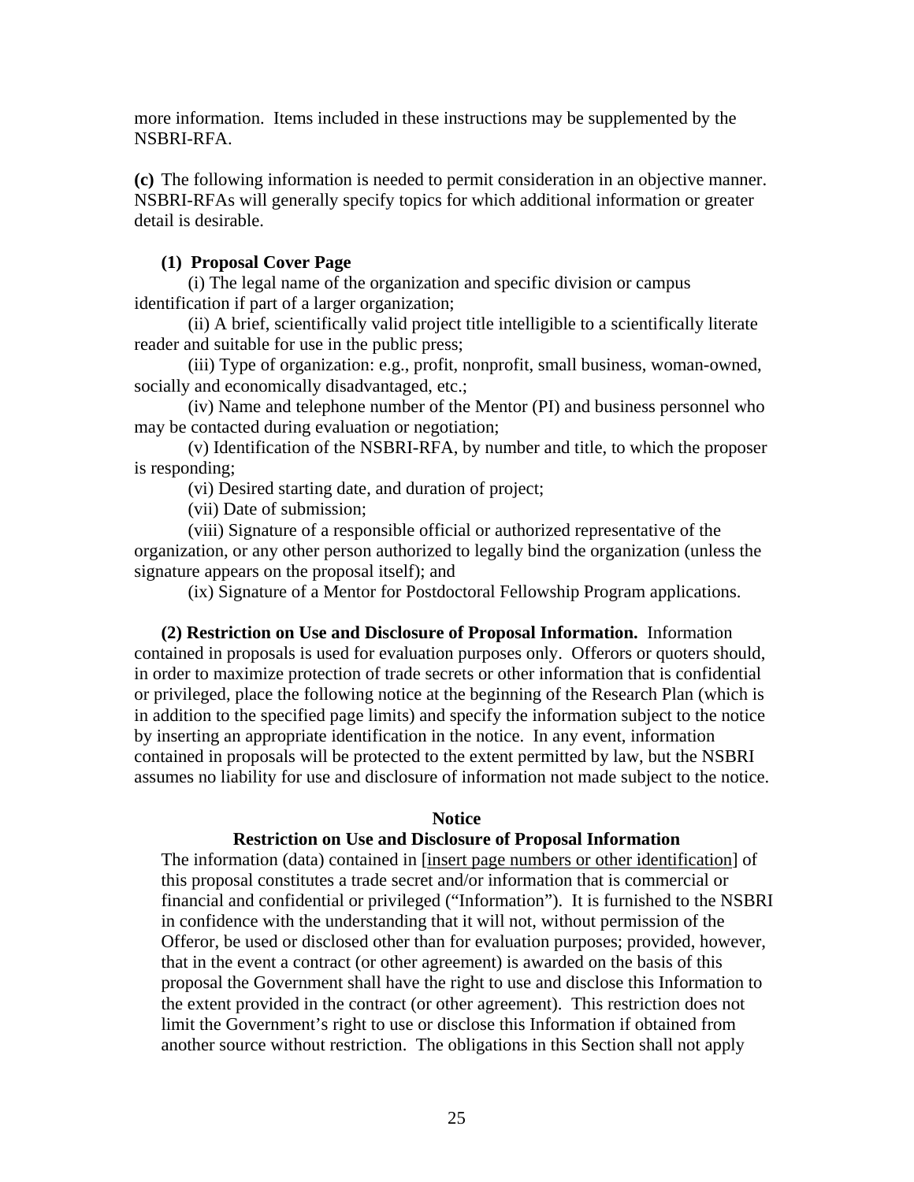more information. Items included in these instructions may be supplemented by the NSBRI-RFA.

**(c)** The following information is needed to permit consideration in an objective manner. NSBRI-RFAs will generally specify topics for which additional information or greater detail is desirable.

**(1) Proposal Cover Page**

(i) The legal name of the organization and specific division or campus identification if part of a larger organization;

(ii) A brief, scientifically valid project title intelligible to a scientifically literate reader and suitable for use in the public press;

(iii) Type of organization: e.g., profit, nonprofit, small business, woman-owned, socially and economically disadvantaged, etc.;

(iv) Name and telephone number of the Mentor (PI) and business personnel who may be contacted during evaluation or negotiation;

(v) Identification of the NSBRI-RFA, by number and title, to which the proposer is responding;

(vi) Desired starting date, and duration of project;

(vii) Date of submission;

(viii) Signature of a responsible official or authorized representative of the organization, or any other person authorized to legally bind the organization (unless the signature appears on the proposal itself); and

(ix) Signature of a Mentor for Postdoctoral Fellowship Program applications.

**(2) Restriction on Use and Disclosure of Proposal Information.** Information contained in proposals is used for evaluation purposes only. Offerors or quoters should, in order to maximize protection of trade secrets or other information that is confidential or privileged, place the following notice at the beginning of the Research Plan (which is in addition to the specified page limits) and specify the information subject to the notice by inserting an appropriate identification in the notice. In any event, information contained in proposals will be protected to the extent permitted by law, but the NSBRI assumes no liability for use and disclosure of information not made subject to the notice.

**Notice**

**Restriction on Use and Disclosure of Proposal Information**

The information (data) contained in [insert page numbers or other identification] of this proposal constitutes a trade secret and/or information that is commercial or financial and confidential or privileged ("Information"). It is furnished to the NSBRI in confidence with the understanding that it will not, without permission of the Offeror, be used or disclosed other than for evaluation purposes; provided, however, that in the event a contract (or other agreement) is awarded on the basis of this proposal the Government shall have the right to use and disclose this Information to the extent provided in the contract (or other agreement). This restriction does not limit the Government's right to use or disclose this Information if obtained from another source without restriction. The obligations in this Section shall not apply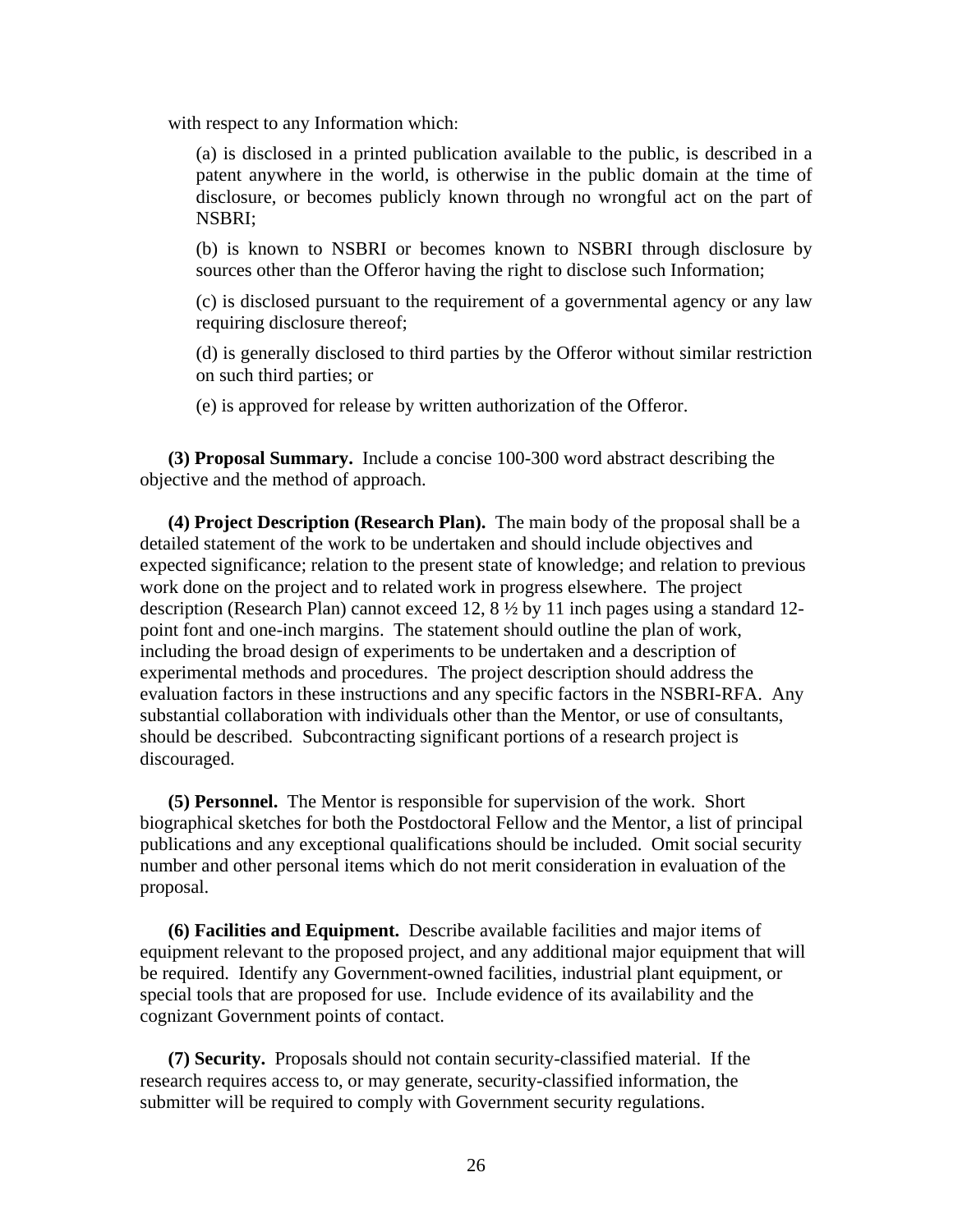with respect to any Information which:

(a) is disclosed in a printed publication available to the public, is described in a patent anywhere in the world, is otherwise in the public domain at the time of disclosure, or becomes publicly known through no wrongful act on the part of NSBRI;

(b) is known to NSBRI or becomes known to NSBRI through disclosure by sources other than the Offeror having the right to disclose such Information;

(c) is disclosed pursuant to the requirement of a governmental agency or any law requiring disclosure thereof;

(d) is generally disclosed to third parties by the Offeror without similar restriction on such third parties; or

(e) is approved for release by written authorization of the Offeror.

**(3) Proposal Summary.** Include a concise 100-300 word abstract describing the objective and the method of approach.

**(4) Project Description (Research Plan).** The main body of the proposal shall be a detailed statement of the work to be undertaken and should include objectives and expected significance; relation to the present state of knowledge; and relation to previous work done on the project and to related work in progress elsewhere. The project description (Research Plan) cannot exceed 12, 8 ½ by 11 inch pages using a standard 12-point font and one-inch margins. The statement should outline the plan of work, including the broad design of experiments to be undertaken and a description of experimental methods and procedures. The project description should address the evaluation factors in these instructions and any specific factors in the NSBRI-RFA. Any substantial collaboration with individuals other than the Mentor, or use of consultants, should be described. Subcontracting significant portions of a research project is discouraged.

**(5) Personnel.** The Mentor is responsible for supervision of the work. Short biographical sketches for both the Postdoctoral Fellow and the Mentor, a list of principal publications and any exceptional qualifications should be included. Omit social security number and other personal items which do not merit consideration in evaluation of the proposal.

**(6) Facilities and Equipment.** Describe available facilities and major items of equipment relevant to the proposed project, and any additional major equipment that will be required. Identify any Government-owned facilities, industrial plant equipment, or special tools that are proposed for use. Include evidence of its availability and the cognizant Government points of contact.

**(7) Security.** Proposals should not contain security-classified material. If the research requires access to, or may generate, security-classified information, the submitter will be required to comply with Government security regulations.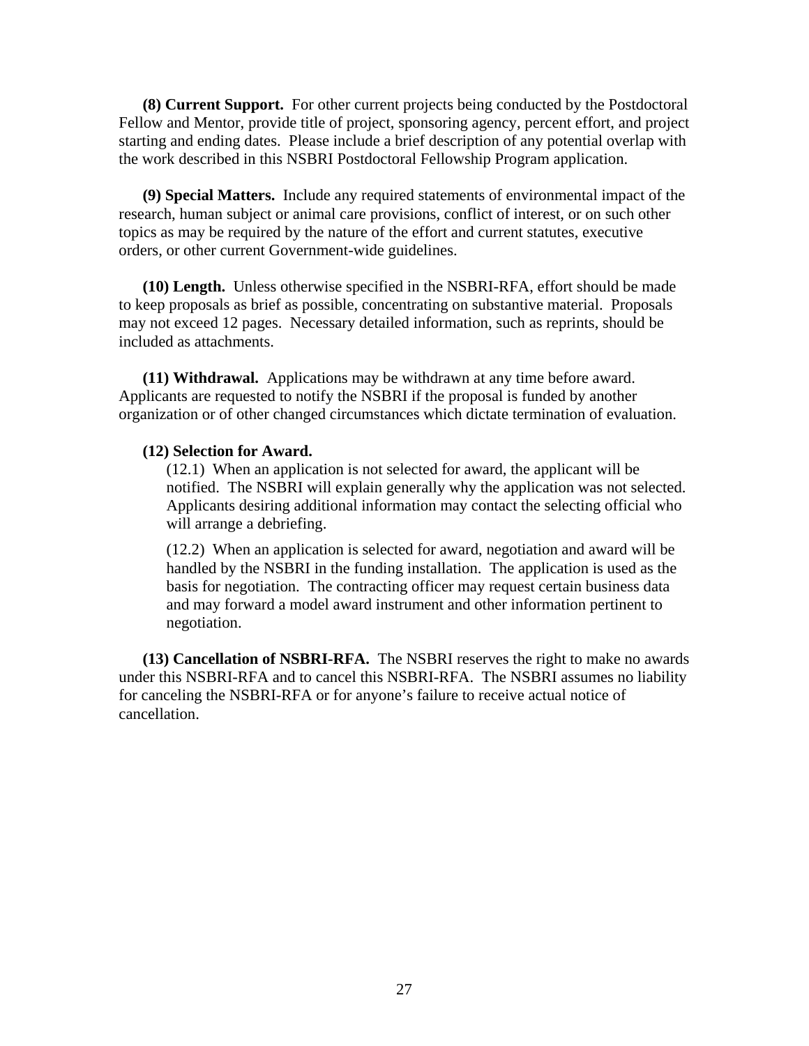**(8) Current Support.** For other current projects being conducted by the Postdoctoral Fellow and Mentor, provide title of project, sponsoring agency, percent effort, and project starting and ending dates. Please include a brief description of any potential overlap with the work described in this NSBRI Postdoctoral Fellowship Program application.

**(9) Special Matters.** Include any required statements of environmental impact of the research, human subject or animal care provisions, conflict of interest, or on such other topics as may be required by the nature of the effort and current statutes, executive orders, or other current Government-wide guidelines.

**(10) Length.** Unless otherwise specified in the NSBRI-RFA, effort should be made to keep proposals as brief as possible, concentrating on substantive material. Proposals may not exceed 12 pages. Necessary detailed information, such as reprints, should be included as attachments.

**(11) Withdrawal.** Applications may be withdrawn at any time before award. Applicants are requested to notify the NSBRI if the proposal is funded by another organization or of other changed circumstances which dictate termination of evaluation.

**(12) Selection for Award.**

(12.1) When an application is not selected for award, the applicant will be notified. The NSBRI will explain generally why the application was not selected. Applicants desiring additional information may contact the selecting official who will arrange a debriefing.

(12.2) When an application is selected for award, negotiation and award will be handled by the NSBRI in the funding installation. The application is used as the basis for negotiation. The contracting officer may request certain business data and may forward a model award instrument and other information pertinent to negotiation.

**(13) Cancellation of NSBRI-RFA.** The NSBRI reserves the right to make no awards under this NSBRI-RFA and to cancel this NSBRI-RFA. The NSBRI assumes no liability for canceling the NSBRI-RFA or for anyone's failure to receive actual notice of cancellation.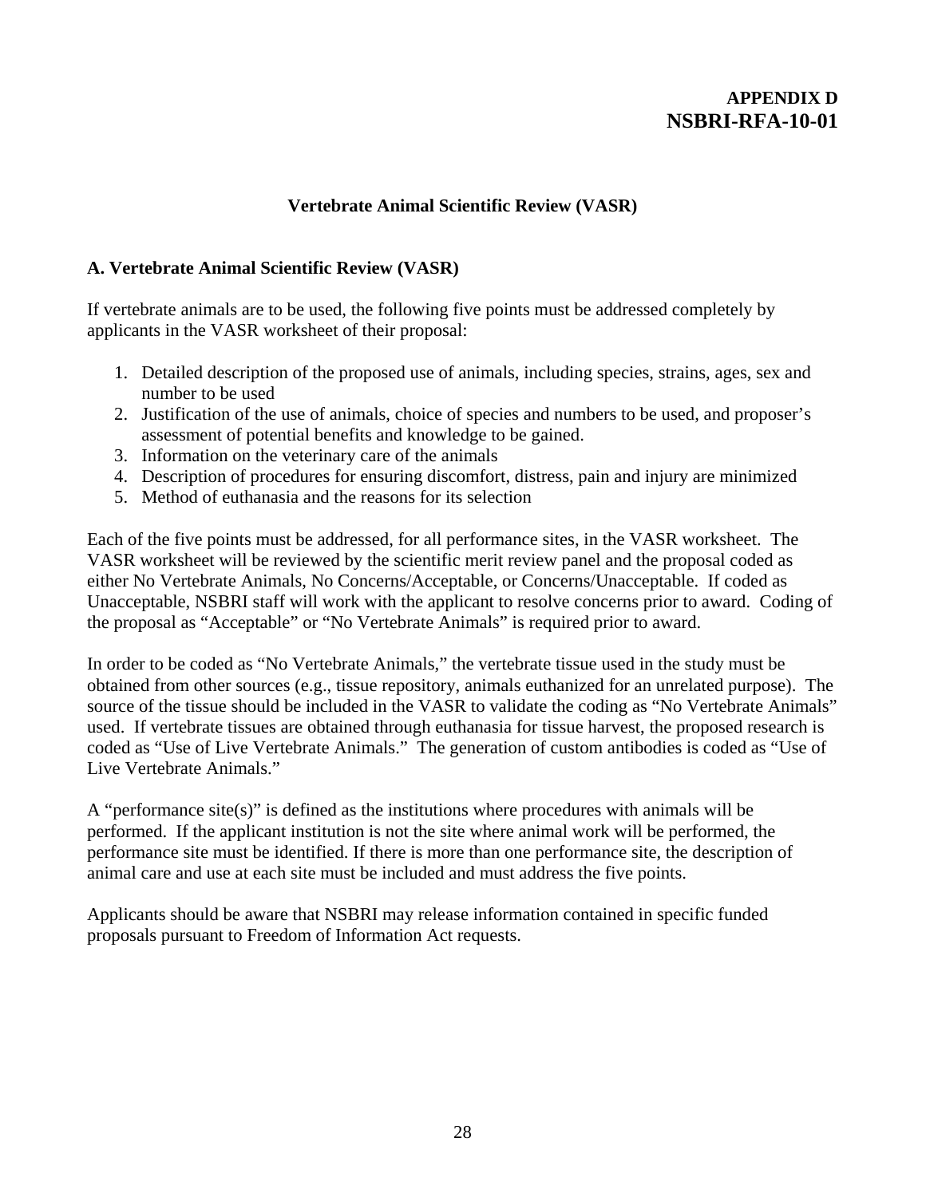# APPENDIX D
# NSBRI-RFA-10-01

## Vertebrate Animal Scientific Review (VASR)

### A. Vertebrate Animal Scientific Review (VASR)

If vertebrate animals are to be used, the following five points must be addressed completely by applicants in the VASR worksheet of their proposal:

1. Detailed description of the proposed use of animals, including species, strains, ages, sex and number to be used
2. Justification of the use of animals, choice of species and numbers to be used, and proposer's assessment of potential benefits and knowledge to be gained.
3. Information on the veterinary care of the animals
4. Description of procedures for ensuring discomfort, distress, pain and injury are minimized
5. Method of euthanasia and the reasons for its selection

Each of the five points must be addressed, for all performance sites, in the VASR worksheet. The VASR worksheet will be reviewed by the scientific merit review panel and the proposal coded as either No Vertebrate Animals, No Concerns/Acceptable, or Concerns/Unacceptable. If coded as Unacceptable, NSBRI staff will work with the applicant to resolve concerns prior to award. Coding of the proposal as "Acceptable" or "No Vertebrate Animals" is required prior to award.

In order to be coded as "No Vertebrate Animals," the vertebrate tissue used in the study must be obtained from other sources (e.g., tissue repository, animals euthanized for an unrelated purpose). The source of the tissue should be included in the VASR to validate the coding as "No Vertebrate Animals" used. If vertebrate tissues are obtained through euthanasia for tissue harvest, the proposed research is coded as "Use of Live Vertebrate Animals." The generation of custom antibodies is coded as "Use of Live Vertebrate Animals."

A "performance site(s)" is defined as the institutions where procedures with animals will be performed. If the applicant institution is not the site where animal work will be performed, the performance site must be identified. If there is more than one performance site, the description of animal care and use at each site must be included and must address the five points.

Applicants should be aware that NSBRI may release information contained in specific funded proposals pursuant to Freedom of Information Act requests.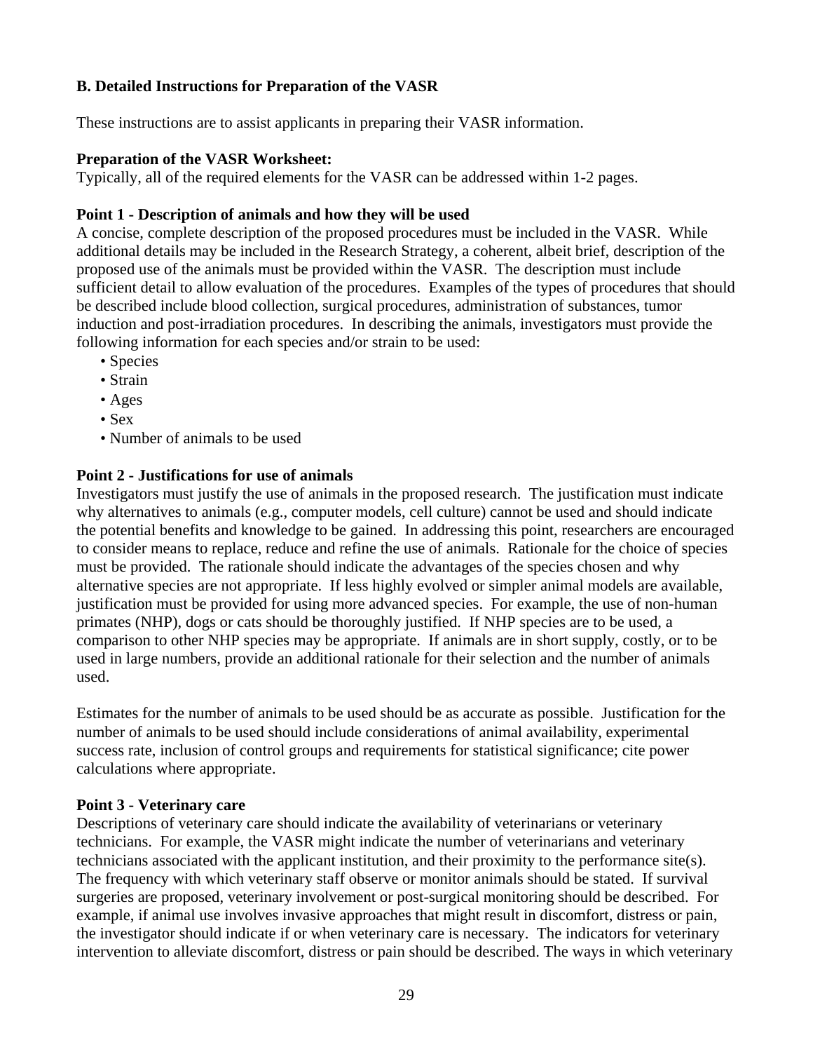**B. Detailed Instructions for Preparation of the VASR**

These instructions are to assist applicants in preparing their VASR information.

**Preparation of the VASR Worksheet:**
Typically, all of the required elements for the VASR can be addressed within 1-2 pages.

**Point 1 - Description of animals and how they will be used**
A concise, complete description of the proposed procedures must be included in the VASR. While additional details may be included in the Research Strategy, a coherent, albeit brief, description of the proposed use of the animals must be provided within the VASR. The description must include sufficient detail to allow evaluation of the procedures. Examples of the types of procedures that should be described include blood collection, surgical procedures, administration of substances, tumor induction and post-irradiation procedures. In describing the animals, investigators must provide the following information for each species and/or strain to be used:

- Species
- Strain
- Ages
- Sex
- Number of animals to be used

**Point 2 - Justifications for use of animals**
Investigators must justify the use of animals in the proposed research. The justification must indicate why alternatives to animals (e.g., computer models, cell culture) cannot be used and should indicate the potential benefits and knowledge to be gained. In addressing this point, researchers are encouraged to consider means to replace, reduce and refine the use of animals. Rationale for the choice of species must be provided. The rationale should indicate the advantages of the species chosen and why alternative species are not appropriate. If less highly evolved or simpler animal models are available, justification must be provided for using more advanced species. For example, the use of non-human primates (NHP), dogs or cats should be thoroughly justified. If NHP species are to be used, a comparison to other NHP species may be appropriate. If animals are in short supply, costly, or to be used in large numbers, provide an additional rationale for their selection and the number of animals used.

Estimates for the number of animals to be used should be as accurate as possible. Justification for the number of animals to be used should include considerations of animal availability, experimental success rate, inclusion of control groups and requirements for statistical significance; cite power calculations where appropriate.

**Point 3 - Veterinary care**
Descriptions of veterinary care should indicate the availability of veterinarians or veterinary technicians. For example, the VASR might indicate the number of veterinarians and veterinary technicians associated with the applicant institution, and their proximity to the performance site(s). The frequency with which veterinary staff observe or monitor animals should be stated. If survival surgeries are proposed, veterinary involvement or post-surgical monitoring should be described. For example, if animal use involves invasive approaches that might result in discomfort, distress or pain, the investigator should indicate if or when veterinary care is necessary. The indicators for veterinary intervention to alleviate discomfort, distress or pain should be described. The ways in which veterinary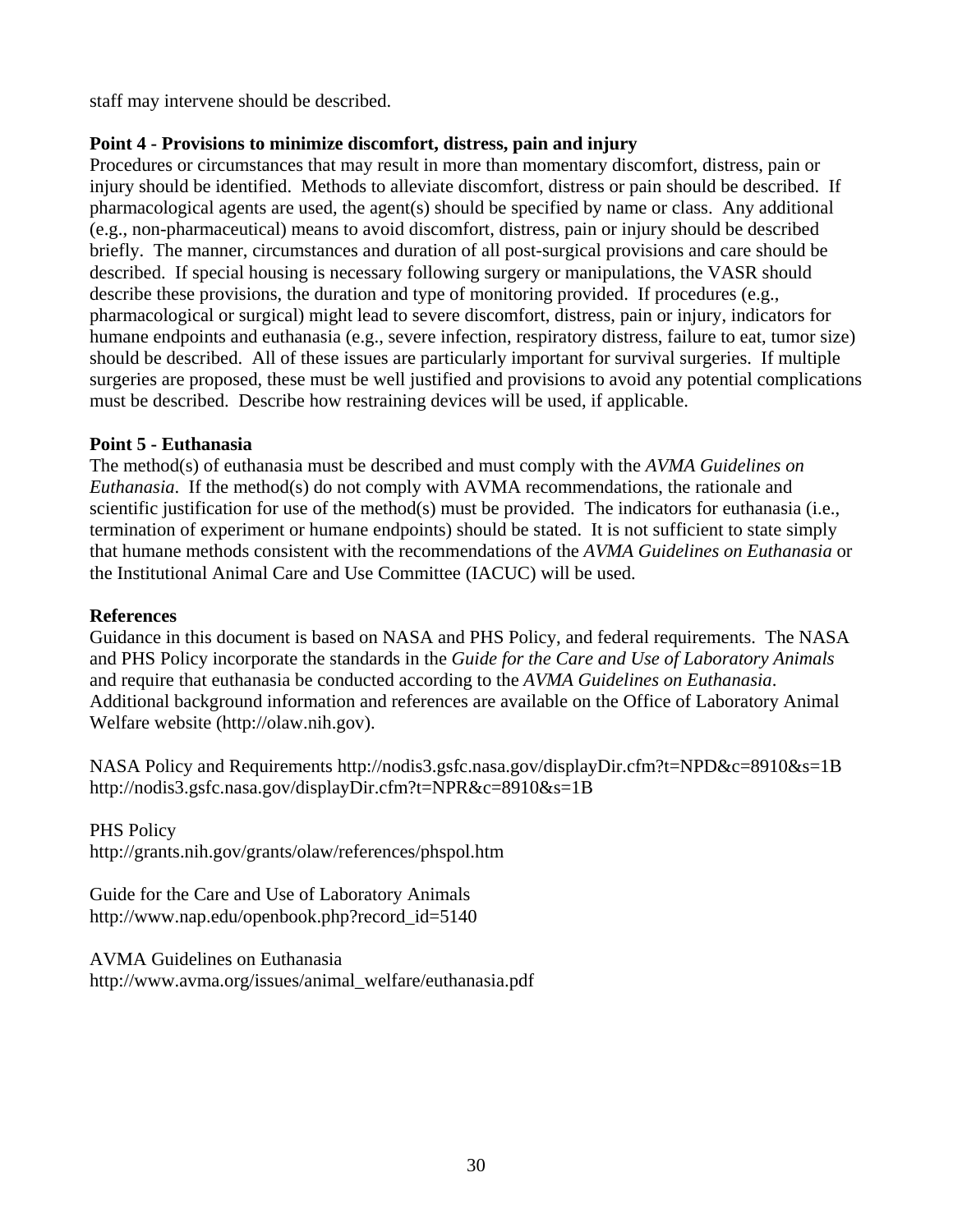staff may intervene should be described.

**Point 4 - Provisions to minimize discomfort, distress, pain and injury**

Procedures or circumstances that may result in more than momentary discomfort, distress, pain or injury should be identified. Methods to alleviate discomfort, distress or pain should be described. If pharmacological agents are used, the agent(s) should be specified by name or class. Any additional (e.g., non-pharmaceutical) means to avoid discomfort, distress, pain or injury should be described briefly. The manner, circumstances and duration of all post-surgical provisions and care should be described. If special housing is necessary following surgery or manipulations, the VASR should describe these provisions, the duration and type of monitoring provided. If procedures (e.g., pharmacological or surgical) might lead to severe discomfort, distress, pain or injury, indicators for humane endpoints and euthanasia (e.g., severe infection, respiratory distress, failure to eat, tumor size) should be described. All of these issues are particularly important for survival surgeries. If multiple surgeries are proposed, these must be well justified and provisions to avoid any potential complications must be described. Describe how restraining devices will be used, if applicable.

**Point 5 - Euthanasia**

The method(s) of euthanasia must be described and must comply with the *AVMA Guidelines on Euthanasia*. If the method(s) do not comply with AVMA recommendations, the rationale and scientific justification for use of the method(s) must be provided. The indicators for euthanasia (i.e., termination of experiment or humane endpoints) should be stated. It is not sufficient to state simply that humane methods consistent with the recommendations of the *AVMA Guidelines on Euthanasia* or the Institutional Animal Care and Use Committee (IACUC) will be used.

**References**

Guidance in this document is based on NASA and PHS Policy, and federal requirements. The NASA and PHS Policy incorporate the standards in the *Guide for the Care and Use of Laboratory Animals* and require that euthanasia be conducted according to the *AVMA Guidelines on Euthanasia*. Additional background information and references are available on the Office of Laboratory Animal Welfare website (http://olaw.nih.gov).

NASA Policy and Requirements http://nodis3.gsfc.nasa.gov/displayDir.cfm?t=NPD&c=8910&s=1B
http://nodis3.gsfc.nasa.gov/displayDir.cfm?t=NPR&c=8910&s=1B

PHS Policy
http://grants.nih.gov/grants/olaw/references/phspol.htm

Guide for the Care and Use of Laboratory Animals
http://www.nap.edu/openbook.php?record_id=5140

AVMA Guidelines on Euthanasia
http://www.avma.org/issues/animal_welfare/euthanasia.pdf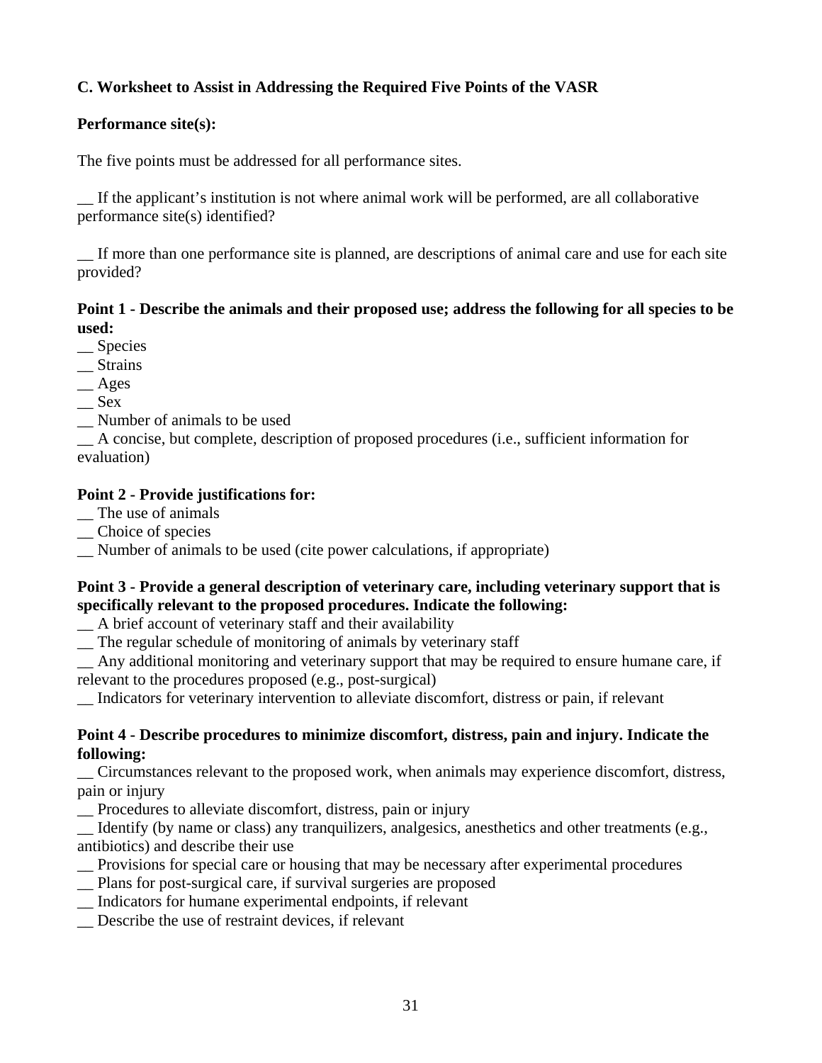**C. Worksheet to Assist in Addressing the Required Five Points of the VASR**

**Performance site(s):**

The five points must be addressed for all performance sites.

__ If the applicant's institution is not where animal work will be performed, are all collaborative performance site(s) identified?

__ If more than one performance site is planned, are descriptions of animal care and use for each site provided?

**Point 1 - Describe the animals and their proposed use; address the following for all species to be used:**

__ Species  
__ Strains  
__ Ages  
__ Sex  
__ Number of animals to be used  
__ A concise, but complete, description of proposed procedures (i.e., sufficient information for evaluation)

**Point 2 - Provide justifications for:**

__ The use of animals  
__ Choice of species  
__ Number of animals to be used (cite power calculations, if appropriate)

**Point 3 - Provide a general description of veterinary care, including veterinary support that is specifically relevant to the proposed procedures. Indicate the following:**

__ A brief account of veterinary staff and their availability  
__ The regular schedule of monitoring of animals by veterinary staff  
__ Any additional monitoring and veterinary support that may be required to ensure humane care, if relevant to the procedures proposed (e.g., post-surgical)  
__ Indicators for veterinary intervention to alleviate discomfort, distress or pain, if relevant

**Point 4 - Describe procedures to minimize discomfort, distress, pain and injury. Indicate the following:**

__ Circumstances relevant to the proposed work, when animals may experience discomfort, distress, pain or injury  
__ Procedures to alleviate discomfort, distress, pain or injury  
__ Identify (by name or class) any tranquilizers, analgesics, anesthetics and other treatments (e.g., antibiotics) and describe their use  
__ Provisions for special care or housing that may be necessary after experimental procedures  
__ Plans for post-surgical care, if survival surgeries are proposed  
__ Indicators for humane experimental endpoints, if relevant  
__ Describe the use of restraint devices, if relevant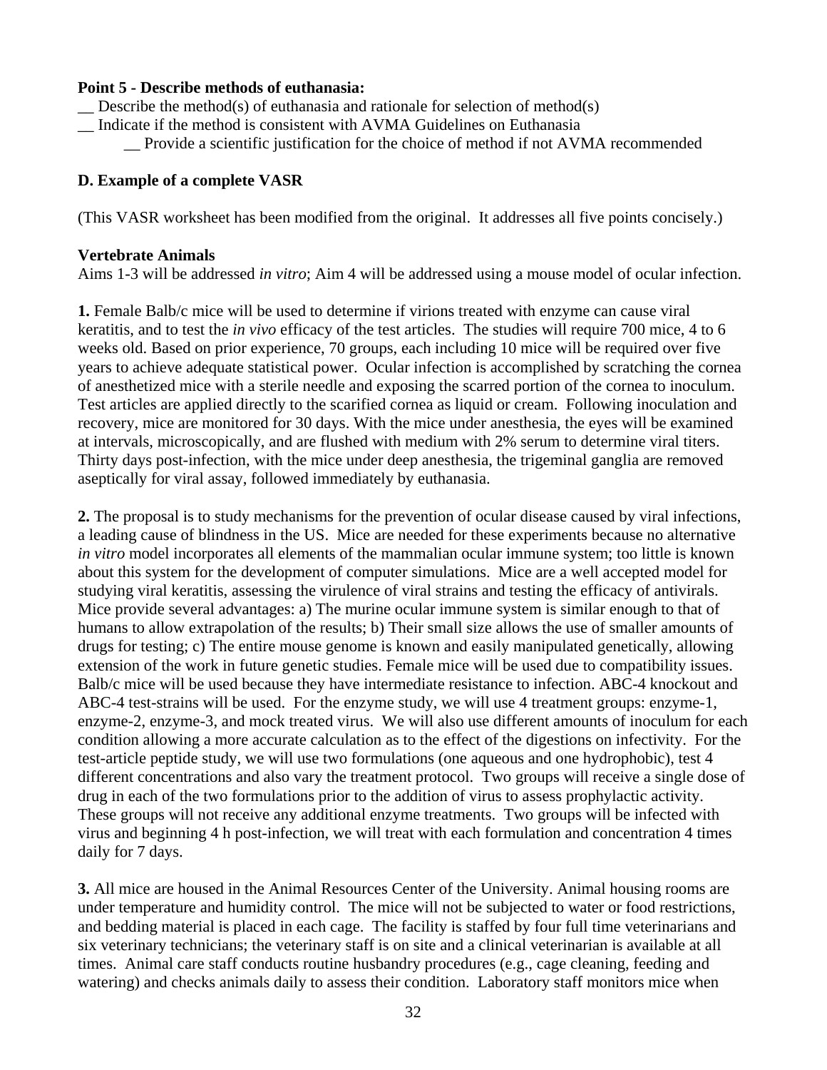**Point 5 - Describe methods of euthanasia:**

__ Describe the method(s) of euthanasia and rationale for selection of method(s)

__ Indicate if the method is consistent with AVMA Guidelines on Euthanasia

    __ Provide a scientific justification for the choice of method if not AVMA recommended

**D. Example of a complete VASR**

(This VASR worksheet has been modified from the original. It addresses all five points concisely.)

**Vertebrate Animals**

Aims 1-3 will be addressed *in vitro*; Aim 4 will be addressed using a mouse model of ocular infection.

**1.** Female Balb/c mice will be used to determine if virions treated with enzyme can cause viral keratitis, and to test the *in vivo* efficacy of the test articles. The studies will require 700 mice, 4 to 6 weeks old. Based on prior experience, 70 groups, each including 10 mice will be required over five years to achieve adequate statistical power. Ocular infection is accomplished by scratching the cornea of anesthetized mice with a sterile needle and exposing the scarred portion of the cornea to inoculum. Test articles are applied directly to the scarified cornea as liquid or cream. Following inoculation and recovery, mice are monitored for 30 days. With the mice under anesthesia, the eyes will be examined at intervals, microscopically, and are flushed with medium with 2% serum to determine viral titers. Thirty days post-infection, with the mice under deep anesthesia, the trigeminal ganglia are removed aseptically for viral assay, followed immediately by euthanasia.

**2.** The proposal is to study mechanisms for the prevention of ocular disease caused by viral infections, a leading cause of blindness in the US. Mice are needed for these experiments because no alternative *in vitro* model incorporates all elements of the mammalian ocular immune system; too little is known about this system for the development of computer simulations. Mice are a well accepted model for studying viral keratitis, assessing the virulence of viral strains and testing the efficacy of antivirals. Mice provide several advantages: a) The murine ocular immune system is similar enough to that of humans to allow extrapolation of the results; b) Their small size allows the use of smaller amounts of drugs for testing; c) The entire mouse genome is known and easily manipulated genetically, allowing extension of the work in future genetic studies. Female mice will be used due to compatibility issues. Balb/c mice will be used because they have intermediate resistance to infection. ABC-4 knockout and ABC-4 test-strains will be used. For the enzyme study, we will use 4 treatment groups: enzyme-1, enzyme-2, enzyme-3, and mock treated virus. We will also use different amounts of inoculum for each condition allowing a more accurate calculation as to the effect of the digestions on infectivity. For the test-article peptide study, we will use two formulations (one aqueous and one hydrophobic), test 4 different concentrations and also vary the treatment protocol. Two groups will receive a single dose of drug in each of the two formulations prior to the addition of virus to assess prophylactic activity. These groups will not receive any additional enzyme treatments. Two groups will be infected with virus and beginning 4 h post-infection, we will treat with each formulation and concentration 4 times daily for 7 days.

**3.** All mice are housed in the Animal Resources Center of the University. Animal housing rooms are under temperature and humidity control. The mice will not be subjected to water or food restrictions, and bedding material is placed in each cage. The facility is staffed by four full time veterinarians and six veterinary technicians; the veterinary staff is on site and a clinical veterinarian is available at all times. Animal care staff conducts routine husbandry procedures (e.g., cage cleaning, feeding and watering) and checks animals daily to assess their condition. Laboratory staff monitors mice when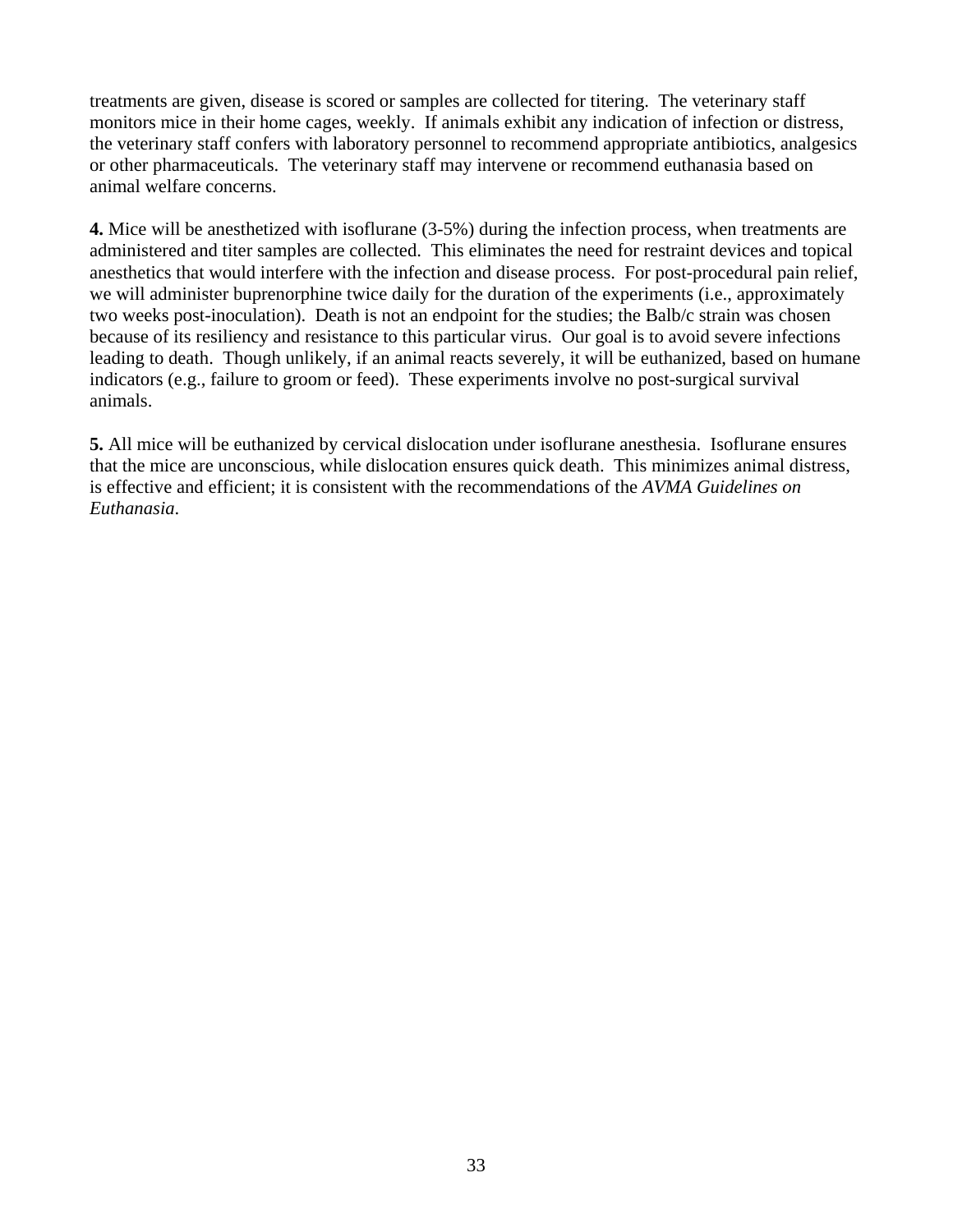treatments are given, disease is scored or samples are collected for titering. The veterinary staff monitors mice in their home cages, weekly. If animals exhibit any indication of infection or distress, the veterinary staff confers with laboratory personnel to recommend appropriate antibiotics, analgesics or other pharmaceuticals. The veterinary staff may intervene or recommend euthanasia based on animal welfare concerns.

**4.** Mice will be anesthetized with isoflurane (3-5%) during the infection process, when treatments are administered and titer samples are collected. This eliminates the need for restraint devices and topical anesthetics that would interfere with the infection and disease process. For post-procedural pain relief, we will administer buprenorphine twice daily for the duration of the experiments (i.e., approximately two weeks post-inoculation). Death is not an endpoint for the studies; the Balb/c strain was chosen because of its resiliency and resistance to this particular virus. Our goal is to avoid severe infections leading to death. Though unlikely, if an animal reacts severely, it will be euthanized, based on humane indicators (e.g., failure to groom or feed). These experiments involve no post-surgical survival animals.

**5.** All mice will be euthanized by cervical dislocation under isoflurane anesthesia. Isoflurane ensures that the mice are unconscious, while dislocation ensures quick death. This minimizes animal distress, is effective and efficient; it is consistent with the recommendations of the *AVMA Guidelines on Euthanasia*.